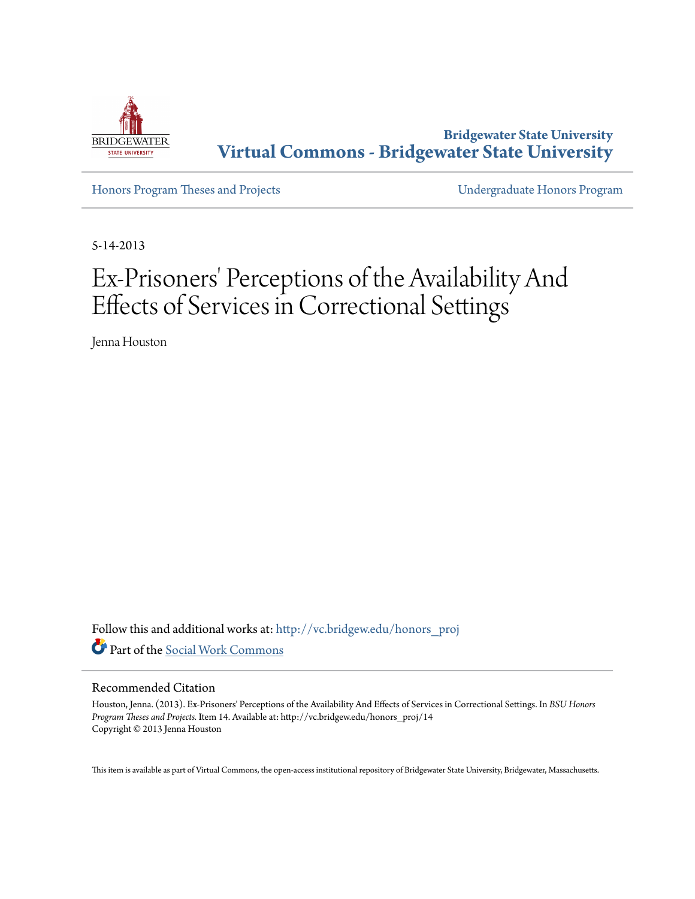Bridgewater State University

# Virtual Commons - Bridgewater State University

Honors Program Theses and Projects | Undergraduate Honors Program

5-14-2013

# Ex-Prisoners' Perceptions of the Availability And Effects of Services in Correctional Settings

Jenna Houston

Follow this and additional works at: http://vc.bridgew.edu/honors_proj

Part of the Social Work Commons

## Recommended Citation

Houston, Jenna. (2013). Ex-Prisoners' Perceptions of the Availability And Effects of Services in Correctional Settings. In *BSU Honors Program Theses and Projects.* Item 14. Available at: http://vc.bridgew.edu/honors_proj/14
Copyright © 2013 Jenna Houston

This item is available as part of Virtual Commons, the open-access institutional repository of Bridgewater State University, Bridgewater, Massachusetts.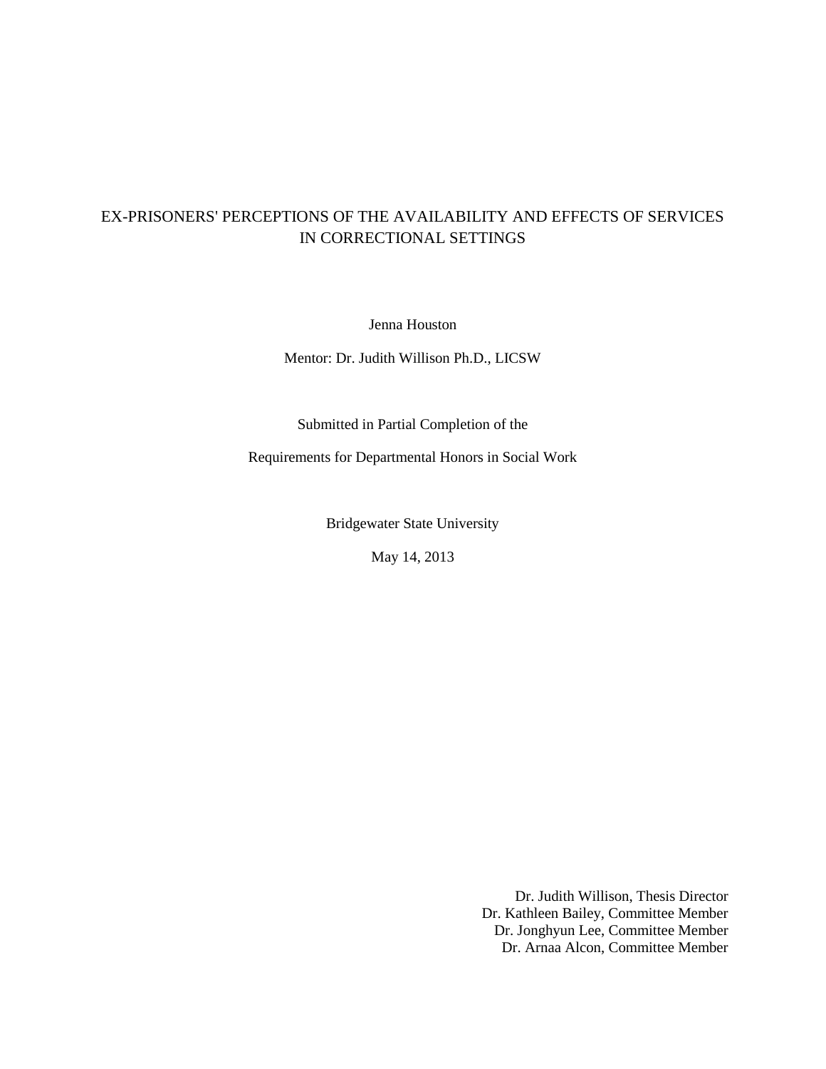# EX-PRISONERS' PERCEPTIONS OF THE AVAILABILITY AND EFFECTS OF SERVICES IN CORRECTIONAL SETTINGS

Jenna Houston

Mentor: Dr. Judith Willison Ph.D., LICSW

Submitted in Partial Completion of the

Requirements for Departmental Honors in Social Work

Bridgewater State University

May 14, 2013

Dr. Judith Willison, Thesis Director
Dr. Kathleen Bailey, Committee Member
Dr. Jonghyun Lee, Committee Member
Dr. Arnaa Alcon, Committee Member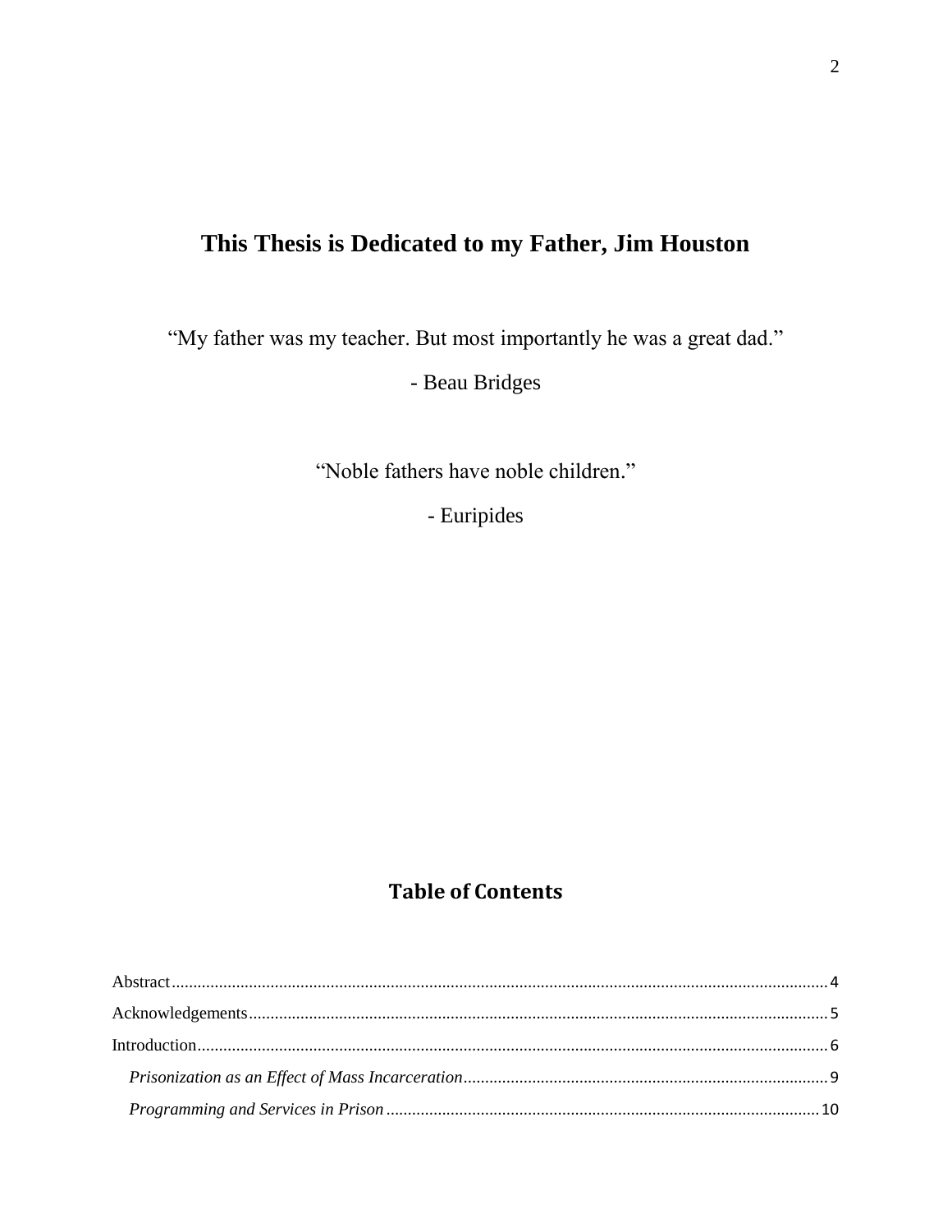## This Thesis is Dedicated to my Father, Jim Houston

"My father was my teacher. But most importantly he was a great dad."

- Beau Bridges

"Noble fathers have noble children."

- Euripides

## Table of Contents

Abstract........................................................................................................................................4

Acknowledgements......................................................................................................................5

Introduction..................................................................................................................................6

*Prisonization as an Effect of Mass Incarceration*.....................................................................9

*Programming and Services in Prison*.....................................................................................10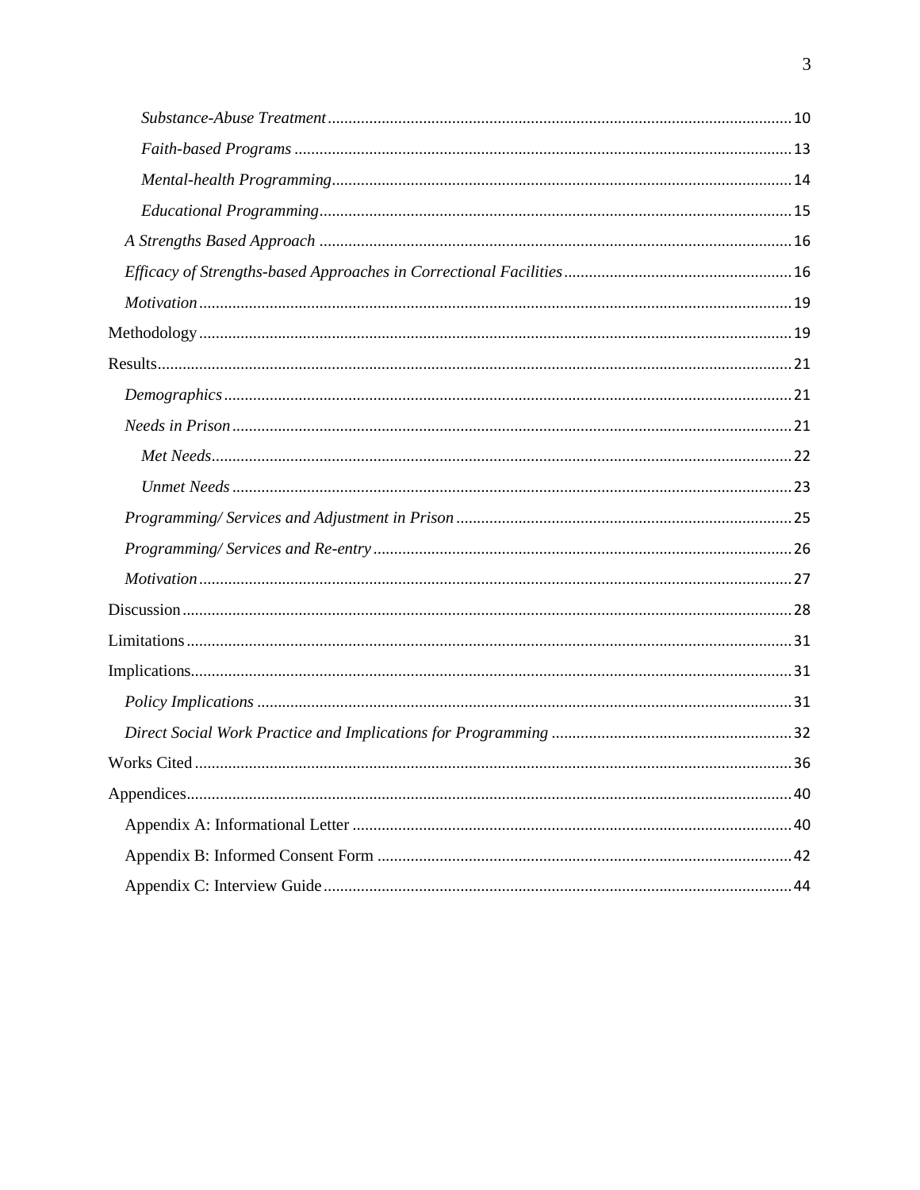*Substance-Abuse Treatment* ................................................ 10

*Faith-based Programs* ................................................ 13

*Mental-health Programming* ................................................ 14

*Educational Programming* ................................................ 15

*A Strengths Based Approach* ................................................ 16

*Efficacy of Strengths-based Approaches in Correctional Facilities* ................................................ 16

*Motivation* ................................................ 19

Methodology ................................................ 19

Results ................................................ 21

*Demographics* ................................................ 21

*Needs in Prison* ................................................ 21

*Met Needs* ................................................ 22

*Unmet Needs* ................................................ 23

*Programming/ Services and Adjustment in Prison* ................................................ 25

*Programming/ Services and Re-entry* ................................................ 26

*Motivation* ................................................ 27

Discussion ................................................ 28

Limitations ................................................ 31

Implications ................................................ 31

*Policy Implications* ................................................ 31

*Direct Social Work Practice and Implications for Programming* ................................................ 32

Works Cited ................................................ 36

Appendices ................................................ 40

Appendix A: Informational Letter ................................................ 40

Appendix B: Informed Consent Form ................................................ 42

Appendix C: Interview Guide ................................................ 44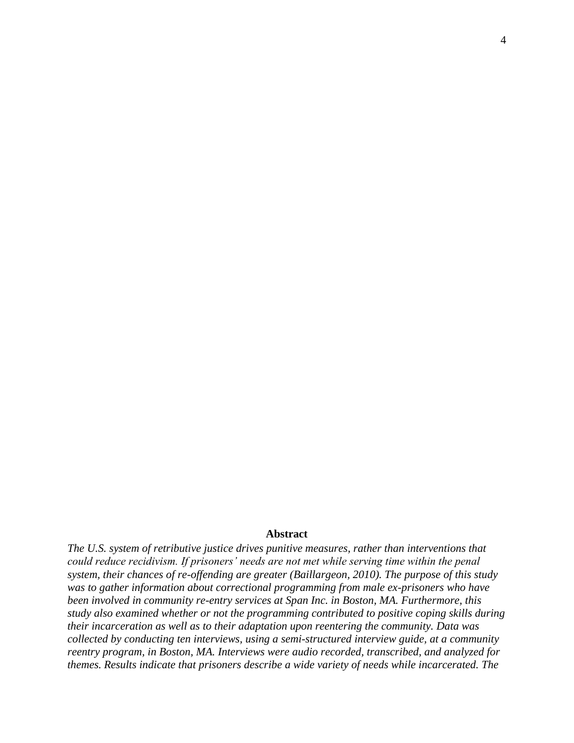**Abstract**

*The U.S. system of retributive justice drives punitive measures, rather than interventions that could reduce recidivism. If prisoners' needs are not met while serving time within the penal system, their chances of re-offending are greater (Baillargeon, 2010). The purpose of this study was to gather information about correctional programming from male ex-prisoners who have been involved in community re-entry services at Span Inc. in Boston, MA. Furthermore, this study also examined whether or not the programming contributed to positive coping skills during their incarceration as well as to their adaptation upon reentering the community. Data was collected by conducting ten interviews, using a semi-structured interview guide, at a community reentry program, in Boston, MA. Interviews were audio recorded, transcribed, and analyzed for themes. Results indicate that prisoners describe a wide variety of needs while incarcerated. The*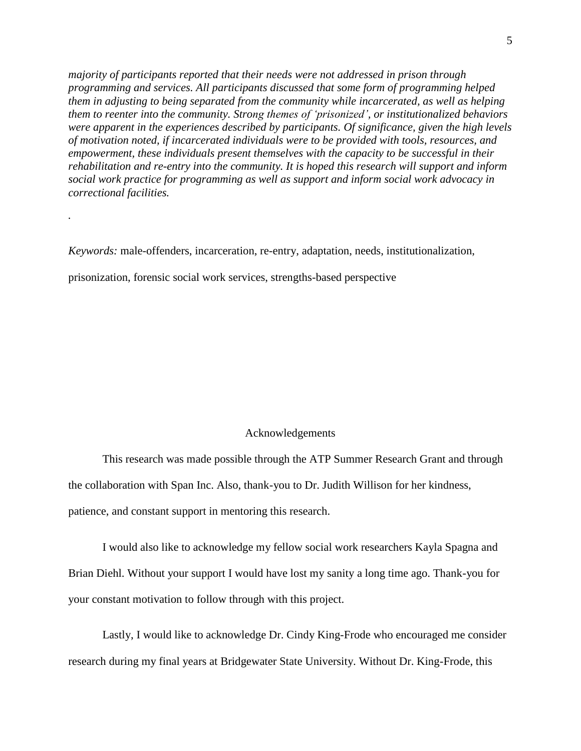*majority of participants reported that their needs were not addressed in prison through programming and services. All participants discussed that some form of programming helped them in adjusting to being separated from the community while incarcerated, as well as helping them to reenter into the community. Strong themes of 'prisonized', or institutionalized behaviors were apparent in the experiences described by participants. Of significance, given the high levels of motivation noted, if incarcerated individuals were to be provided with tools, resources, and empowerment, these individuals present themselves with the capacity to be successful in their rehabilitation and re-entry into the community. It is hoped this research will support and inform social work practice for programming as well as support and inform social work advocacy in correctional facilities.*

.

*Keywords:* male-offenders, incarceration, re-entry, adaptation, needs, institutionalization, prisonization, forensic social work services, strengths-based perspective

## Acknowledgements

This research was made possible through the ATP Summer Research Grant and through the collaboration with Span Inc. Also, thank-you to Dr. Judith Willison for her kindness, patience, and constant support in mentoring this research.

I would also like to acknowledge my fellow social work researchers Kayla Spagna and Brian Diehl. Without your support I would have lost my sanity a long time ago. Thank-you for your constant motivation to follow through with this project.

Lastly, I would like to acknowledge Dr. Cindy King-Frode who encouraged me consider research during my final years at Bridgewater State University. Without Dr. King-Frode, this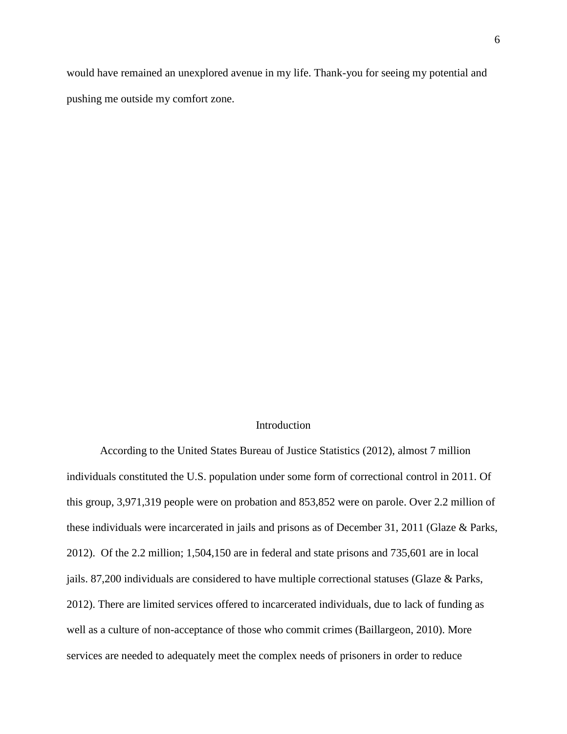would have remained an unexplored avenue in my life. Thank-you for seeing my potential and pushing me outside my comfort zone.

# Introduction

According to the United States Bureau of Justice Statistics (2012), almost 7 million individuals constituted the U.S. population under some form of correctional control in 2011. Of this group, 3,971,319 people were on probation and 853,852 were on parole. Over 2.2 million of these individuals were incarcerated in jails and prisons as of December 31, 2011 (Glaze & Parks, 2012).  Of the 2.2 million; 1,504,150 are in federal and state prisons and 735,601 are in local jails. 87,200 individuals are considered to have multiple correctional statuses (Glaze & Parks, 2012). There are limited services offered to incarcerated individuals, due to lack of funding as well as a culture of non-acceptance of those who commit crimes (Baillargeon, 2010). More services are needed to adequately meet the complex needs of prisoners in order to reduce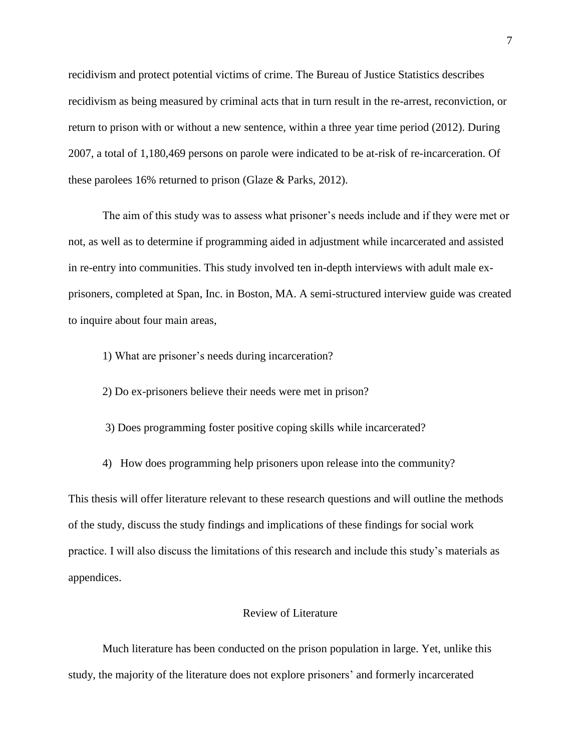recidivism and protect potential victims of crime. The Bureau of Justice Statistics describes recidivism as being measured by criminal acts that in turn result in the re-arrest, reconviction, or return to prison with or without a new sentence, within a three year time period (2012). During 2007, a total of 1,180,469 persons on parole were indicated to be at-risk of re-incarceration. Of these parolees 16% returned to prison (Glaze & Parks, 2012).

The aim of this study was to assess what prisoner's needs include and if they were met or not, as well as to determine if programming aided in adjustment while incarcerated and assisted in re-entry into communities. This study involved ten in-depth interviews with adult male ex-prisoners, completed at Span, Inc. in Boston, MA. A semi-structured interview guide was created to inquire about four main areas,

1) What are prisoner's needs during incarceration?

2) Do ex-prisoners believe their needs were met in prison?

3) Does programming foster positive coping skills while incarcerated?

4) How does programming help prisoners upon release into the community?

This thesis will offer literature relevant to these research questions and will outline the methods of the study, discuss the study findings and implications of these findings for social work practice. I will also discuss the limitations of this research and include this study's materials as appendices.

## Review of Literature

Much literature has been conducted on the prison population in large. Yet, unlike this study, the majority of the literature does not explore prisoners' and formerly incarcerated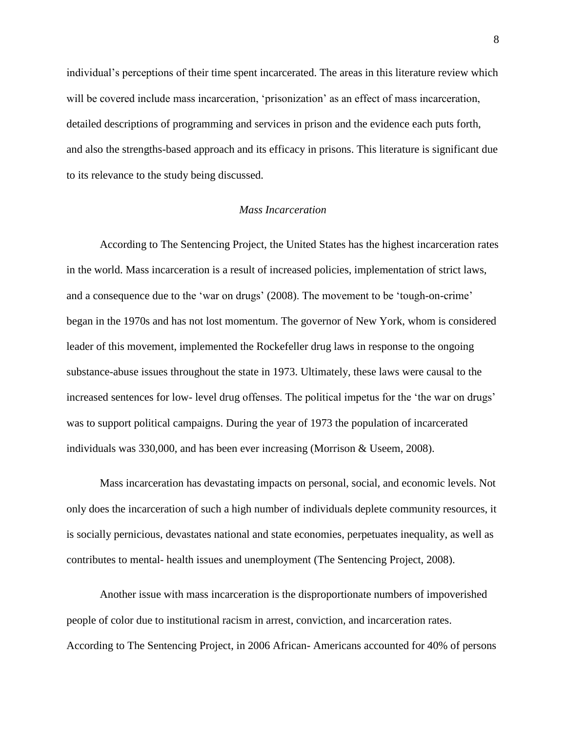individual's perceptions of their time spent incarcerated. The areas in this literature review which will be covered include mass incarceration, 'prisonization' as an effect of mass incarceration, detailed descriptions of programming and services in prison and the evidence each puts forth, and also the strengths-based approach and its efficacy in prisons. This literature is significant due to its relevance to the study being discussed.

### *Mass Incarceration*

According to The Sentencing Project, the United States has the highest incarceration rates in the world. Mass incarceration is a result of increased policies, implementation of strict laws, and a consequence due to the 'war on drugs' (2008). The movement to be 'tough-on-crime' began in the 1970s and has not lost momentum. The governor of New York, whom is considered leader of this movement, implemented the Rockefeller drug laws in response to the ongoing substance-abuse issues throughout the state in 1973. Ultimately, these laws were causal to the increased sentences for low- level drug offenses. The political impetus for the 'the war on drugs' was to support political campaigns. During the year of 1973 the population of incarcerated individuals was 330,000, and has been ever increasing (Morrison & Useem, 2008).

Mass incarceration has devastating impacts on personal, social, and economic levels. Not only does the incarceration of such a high number of individuals deplete community resources, it is socially pernicious, devastates national and state economies, perpetuates inequality, as well as contributes to mental- health issues and unemployment (The Sentencing Project, 2008).

Another issue with mass incarceration is the disproportionate numbers of impoverished people of color due to institutional racism in arrest, conviction, and incarceration rates. According to The Sentencing Project, in 2006 African- Americans accounted for 40% of persons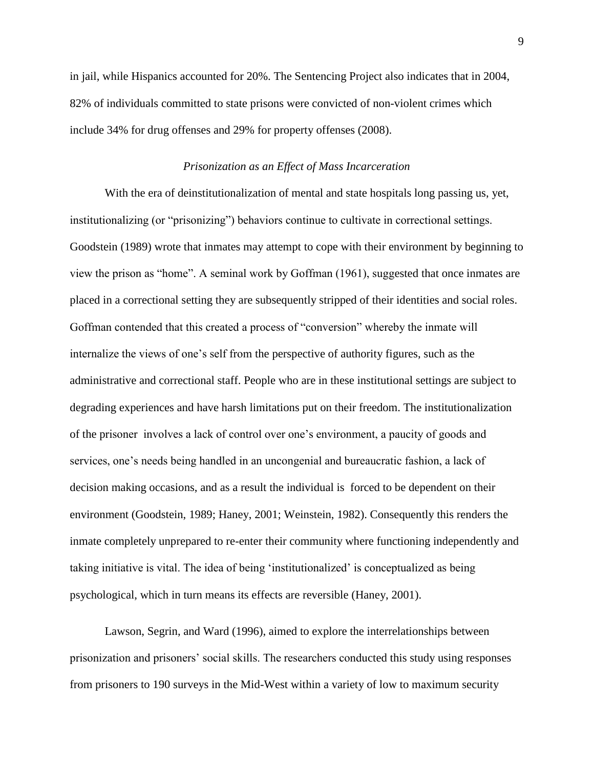in jail, while Hispanics accounted for 20%. The Sentencing Project also indicates that in 2004, 82% of individuals committed to state prisons were convicted of non-violent crimes which include 34% for drug offenses and 29% for property offenses (2008).

### *Prisonization as an Effect of Mass Incarceration*

With the era of deinstitutionalization of mental and state hospitals long passing us, yet, institutionalizing (or "prisonizing") behaviors continue to cultivate in correctional settings. Goodstein (1989) wrote that inmates may attempt to cope with their environment by beginning to view the prison as "home". A seminal work by Goffman (1961), suggested that once inmates are placed in a correctional setting they are subsequently stripped of their identities and social roles. Goffman contended that this created a process of "conversion" whereby the inmate will internalize the views of one's self from the perspective of authority figures, such as the administrative and correctional staff. People who are in these institutional settings are subject to degrading experiences and have harsh limitations put on their freedom. The institutionalization of the prisoner involves a lack of control over one's environment, a paucity of goods and services, one's needs being handled in an uncongenial and bureaucratic fashion, a lack of decision making occasions, and as a result the individual is forced to be dependent on their environment (Goodstein, 1989; Haney, 2001; Weinstein, 1982). Consequently this renders the inmate completely unprepared to re-enter their community where functioning independently and taking initiative is vital. The idea of being 'institutionalized' is conceptualized as being psychological, which in turn means its effects are reversible (Haney, 2001).

Lawson, Segrin, and Ward (1996), aimed to explore the interrelationships between prisonization and prisoners' social skills. The researchers conducted this study using responses from prisoners to 190 surveys in the Mid-West within a variety of low to maximum security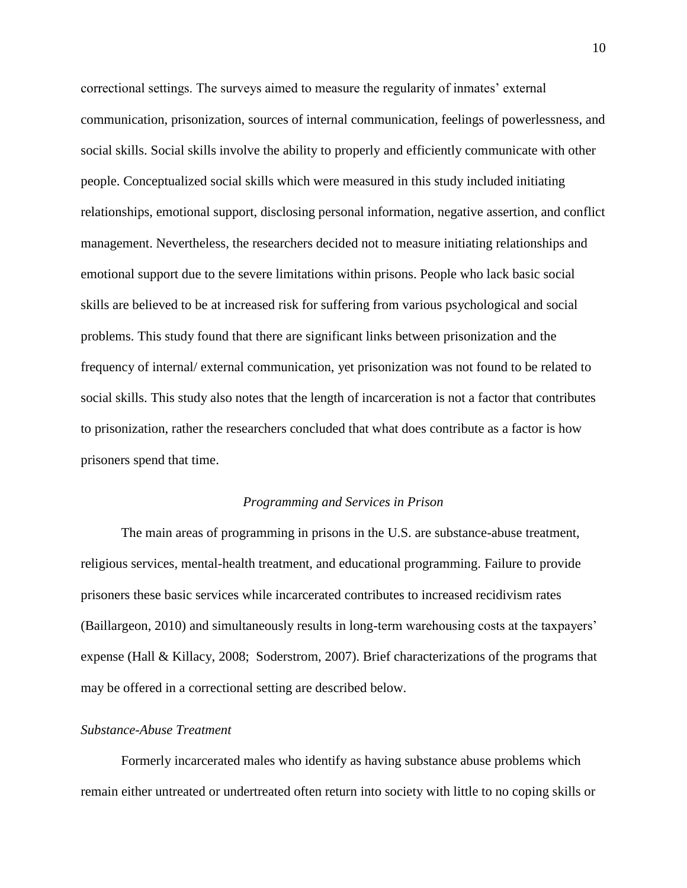correctional settings. The surveys aimed to measure the regularity of inmates' external communication, prisonization, sources of internal communication, feelings of powerlessness, and social skills. Social skills involve the ability to properly and efficiently communicate with other people. Conceptualized social skills which were measured in this study included initiating relationships, emotional support, disclosing personal information, negative assertion, and conflict management. Nevertheless, the researchers decided not to measure initiating relationships and emotional support due to the severe limitations within prisons. People who lack basic social skills are believed to be at increased risk for suffering from various psychological and social problems. This study found that there are significant links between prisonization and the frequency of internal/ external communication, yet prisonization was not found to be related to social skills. This study also notes that the length of incarceration is not a factor that contributes to prisonization, rather the researchers concluded that what does contribute as a factor is how prisoners spend that time.

## *Programming and Services in Prison*

The main areas of programming in prisons in the U.S. are substance-abuse treatment, religious services, mental-health treatment, and educational programming. Failure to provide prisoners these basic services while incarcerated contributes to increased recidivism rates (Baillargeon, 2010) and simultaneously results in long-term warehousing costs at the taxpayers' expense (Hall & Killacy, 2008; Soderstrom, 2007). Brief characterizations of the programs that may be offered in a correctional setting are described below.

### *Substance-Abuse Treatment*

Formerly incarcerated males who identify as having substance abuse problems which remain either untreated or undertreated often return into society with little to no coping skills or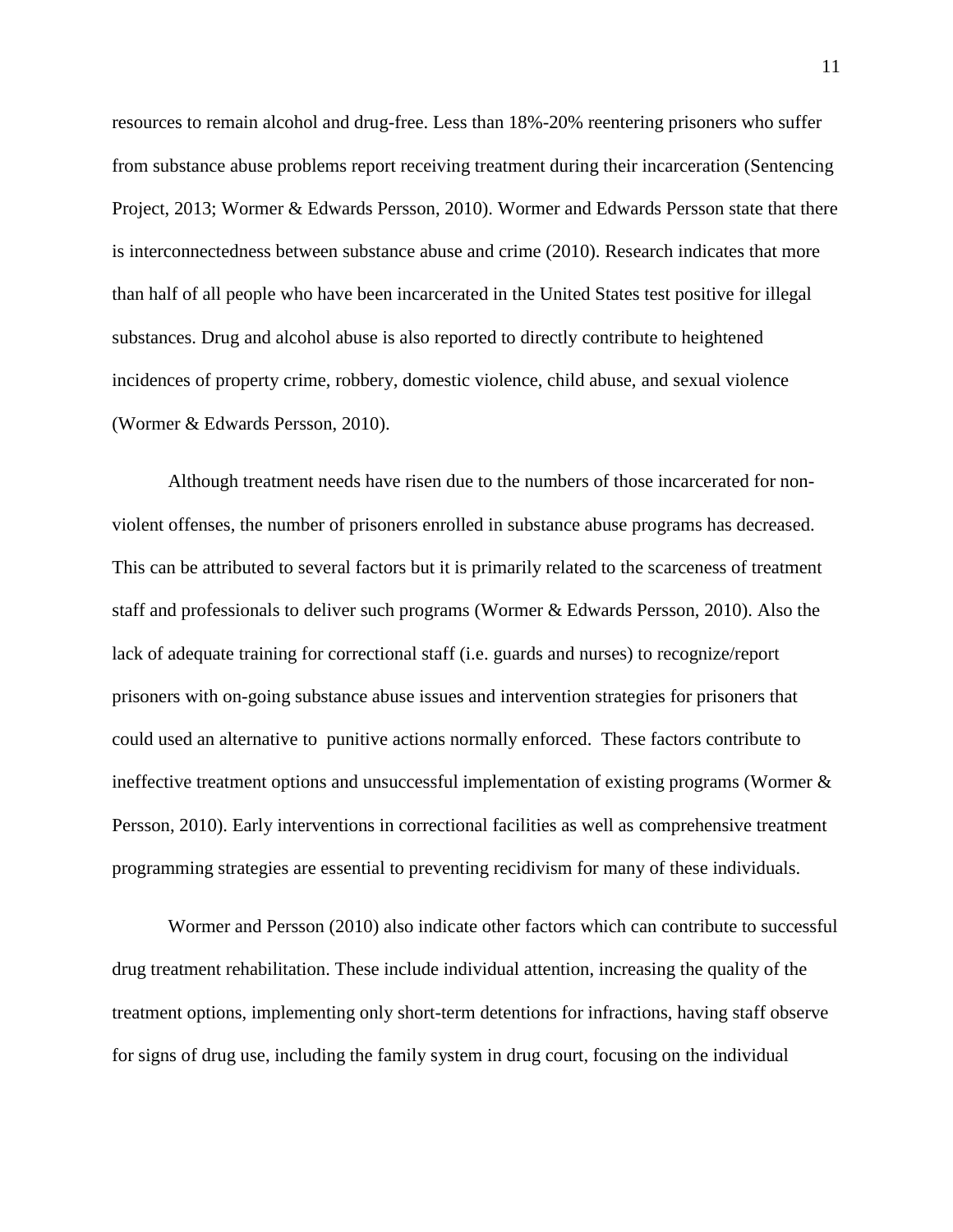resources to remain alcohol and drug-free. Less than 18%-20% reentering prisoners who suffer from substance abuse problems report receiving treatment during their incarceration (Sentencing Project, 2013; Wormer & Edwards Persson, 2010). Wormer and Edwards Persson state that there is interconnectedness between substance abuse and crime (2010). Research indicates that more than half of all people who have been incarcerated in the United States test positive for illegal substances. Drug and alcohol abuse is also reported to directly contribute to heightened incidences of property crime, robbery, domestic violence, child abuse, and sexual violence (Wormer & Edwards Persson, 2010).

Although treatment needs have risen due to the numbers of those incarcerated for non-violent offenses, the number of prisoners enrolled in substance abuse programs has decreased. This can be attributed to several factors but it is primarily related to the scarceness of treatment staff and professionals to deliver such programs (Wormer & Edwards Persson, 2010). Also the lack of adequate training for correctional staff (i.e. guards and nurses) to recognize/report prisoners with on-going substance abuse issues and intervention strategies for prisoners that could used an alternative to punitive actions normally enforced. These factors contribute to ineffective treatment options and unsuccessful implementation of existing programs (Wormer & Persson, 2010). Early interventions in correctional facilities as well as comprehensive treatment programming strategies are essential to preventing recidivism for many of these individuals.

Wormer and Persson (2010) also indicate other factors which can contribute to successful drug treatment rehabilitation. These include individual attention, increasing the quality of the treatment options, implementing only short-term detentions for infractions, having staff observe for signs of drug use, including the family system in drug court, focusing on the individual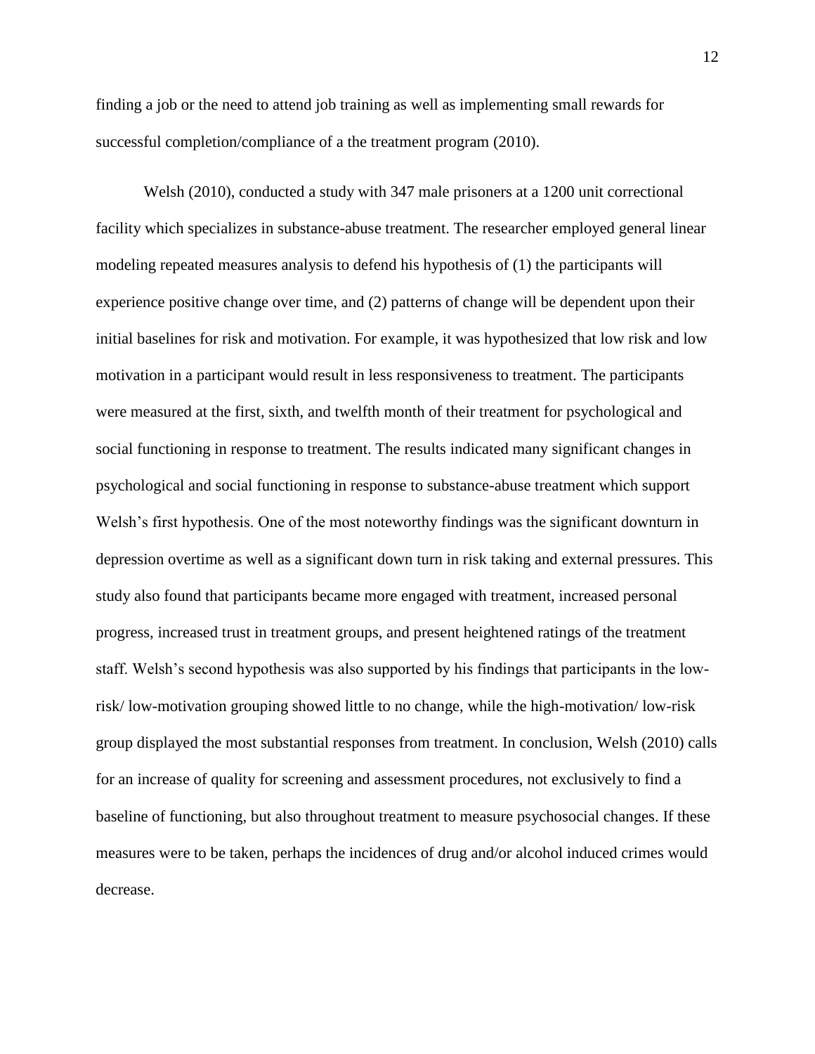finding a job or the need to attend job training as well as implementing small rewards for successful completion/compliance of a the treatment program (2010).

Welsh (2010), conducted a study with 347 male prisoners at a 1200 unit correctional facility which specializes in substance-abuse treatment. The researcher employed general linear modeling repeated measures analysis to defend his hypothesis of (1) the participants will experience positive change over time, and (2) patterns of change will be dependent upon their initial baselines for risk and motivation. For example, it was hypothesized that low risk and low motivation in a participant would result in less responsiveness to treatment. The participants were measured at the first, sixth, and twelfth month of their treatment for psychological and social functioning in response to treatment. The results indicated many significant changes in psychological and social functioning in response to substance-abuse treatment which support Welsh's first hypothesis. One of the most noteworthy findings was the significant downturn in depression overtime as well as a significant down turn in risk taking and external pressures. This study also found that participants became more engaged with treatment, increased personal progress, increased trust in treatment groups, and present heightened ratings of the treatment staff. Welsh's second hypothesis was also supported by his findings that participants in the low-risk/ low-motivation grouping showed little to no change, while the high-motivation/ low-risk group displayed the most substantial responses from treatment. In conclusion, Welsh (2010) calls for an increase of quality for screening and assessment procedures, not exclusively to find a baseline of functioning, but also throughout treatment to measure psychosocial changes. If these measures were to be taken, perhaps the incidences of drug and/or alcohol induced crimes would decrease.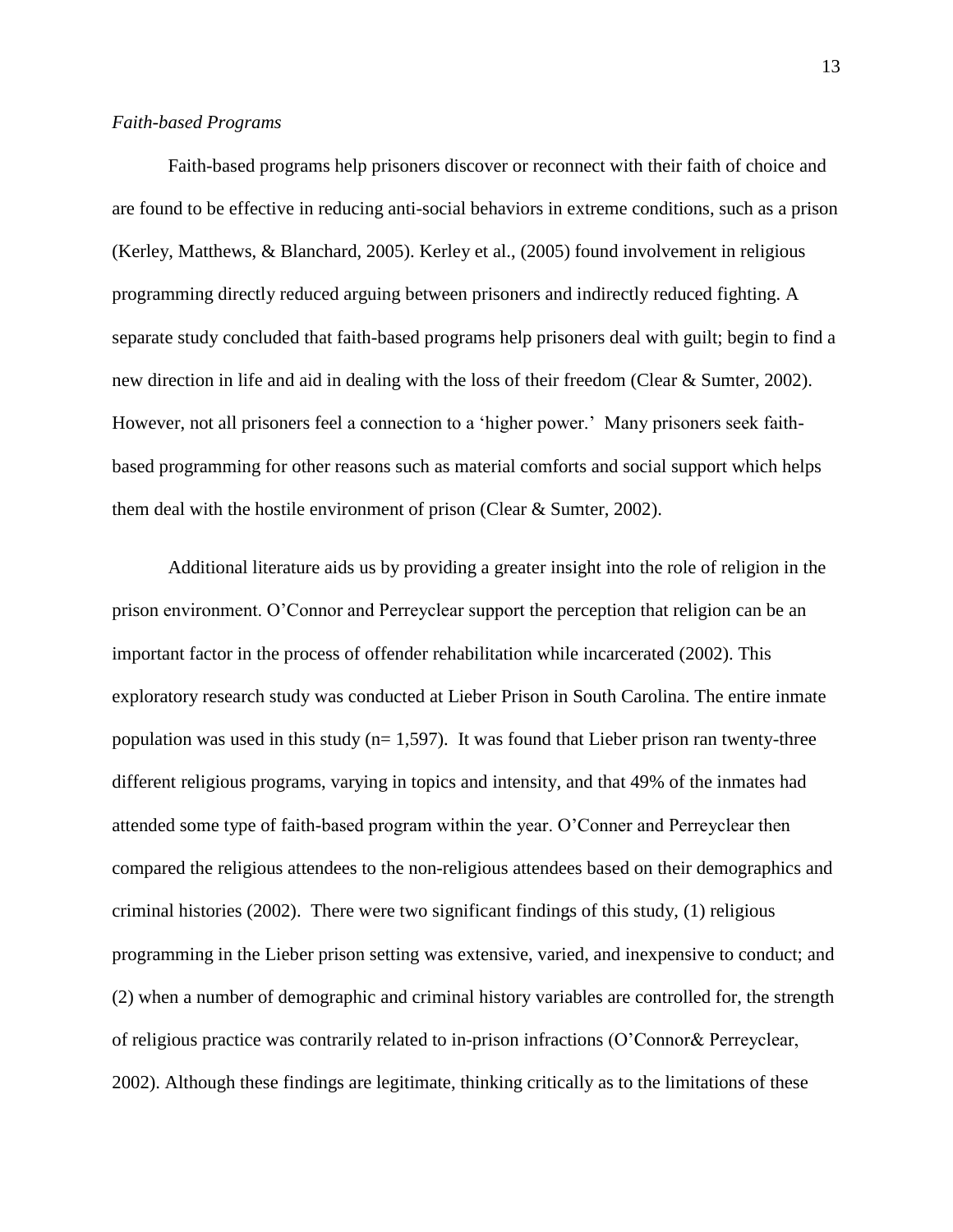*Faith-based Programs*

Faith-based programs help prisoners discover or reconnect with their faith of choice and are found to be effective in reducing anti-social behaviors in extreme conditions, such as a prison (Kerley, Matthews, & Blanchard, 2005). Kerley et al., (2005) found involvement in religious programming directly reduced arguing between prisoners and indirectly reduced fighting. A separate study concluded that faith-based programs help prisoners deal with guilt; begin to find a new direction in life and aid in dealing with the loss of their freedom (Clear & Sumter, 2002). However, not all prisoners feel a connection to a 'higher power.' Many prisoners seek faith-based programming for other reasons such as material comforts and social support which helps them deal with the hostile environment of prison (Clear & Sumter, 2002).

Additional literature aids us by providing a greater insight into the role of religion in the prison environment. O'Connor and Perreyclear support the perception that religion can be an important factor in the process of offender rehabilitation while incarcerated (2002). This exploratory research study was conducted at Lieber Prison in South Carolina. The entire inmate population was used in this study (n= 1,597). It was found that Lieber prison ran twenty-three different religious programs, varying in topics and intensity, and that 49% of the inmates had attended some type of faith-based program within the year. O'Conner and Perreyclear then compared the religious attendees to the non-religious attendees based on their demographics and criminal histories (2002). There were two significant findings of this study, (1) religious programming in the Lieber prison setting was extensive, varied, and inexpensive to conduct; and (2) when a number of demographic and criminal history variables are controlled for, the strength of religious practice was contrarily related to in-prison infractions (O'Connor& Perreyclear, 2002). Although these findings are legitimate, thinking critically as to the limitations of these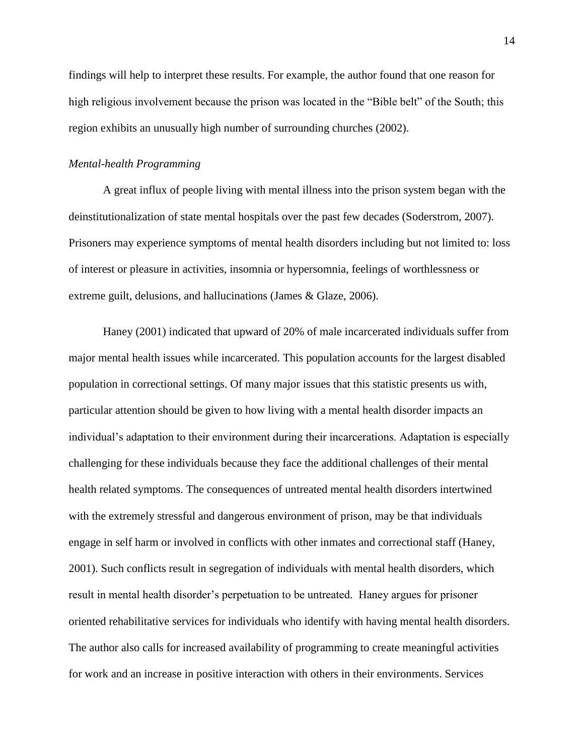findings will help to interpret these results. For example, the author found that one reason for high religious involvement because the prison was located in the "Bible belt" of the South; this region exhibits an unusually high number of surrounding churches (2002).

*Mental-health Programming*

A great influx of people living with mental illness into the prison system began with the deinstitutionalization of state mental hospitals over the past few decades (Soderstrom, 2007). Prisoners may experience symptoms of mental health disorders including but not limited to: loss of interest or pleasure in activities, insomnia or hypersomnia, feelings of worthlessness or extreme guilt, delusions, and hallucinations (James & Glaze, 2006).

Haney (2001) indicated that upward of 20% of male incarcerated individuals suffer from major mental health issues while incarcerated. This population accounts for the largest disabled population in correctional settings. Of many major issues that this statistic presents us with, particular attention should be given to how living with a mental health disorder impacts an individual's adaptation to their environment during their incarcerations. Adaptation is especially challenging for these individuals because they face the additional challenges of their mental health related symptoms. The consequences of untreated mental health disorders intertwined with the extremely stressful and dangerous environment of prison, may be that individuals engage in self harm or involved in conflicts with other inmates and correctional staff (Haney, 2001). Such conflicts result in segregation of individuals with mental health disorders, which result in mental health disorder's perpetuation to be untreated. Haney argues for prisoner oriented rehabilitative services for individuals who identify with having mental health disorders. The author also calls for increased availability of programming to create meaningful activities for work and an increase in positive interaction with others in their environments. Services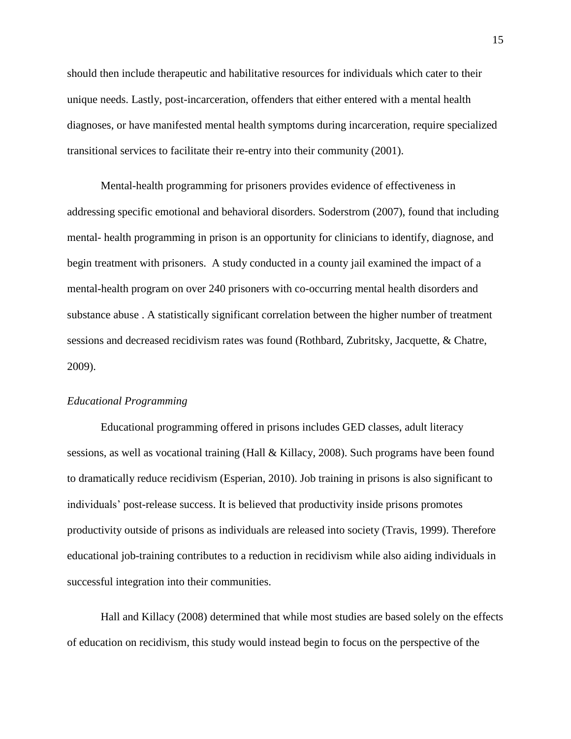should then include therapeutic and habilitative resources for individuals which cater to their unique needs. Lastly, post-incarceration, offenders that either entered with a mental health diagnoses, or have manifested mental health symptoms during incarceration, require specialized transitional services to facilitate their re-entry into their community (2001).

Mental-health programming for prisoners provides evidence of effectiveness in addressing specific emotional and behavioral disorders. Soderstrom (2007), found that including mental- health programming in prison is an opportunity for clinicians to identify, diagnose, and begin treatment with prisoners. A study conducted in a county jail examined the impact of a mental-health program on over 240 prisoners with co-occurring mental health disorders and substance abuse . A statistically significant correlation between the higher number of treatment sessions and decreased recidivism rates was found (Rothbard, Zubritsky, Jacquette, & Chatre, 2009).

*Educational Programming*

Educational programming offered in prisons includes GED classes, adult literacy sessions, as well as vocational training (Hall & Killacy, 2008). Such programs have been found to dramatically reduce recidivism (Esperian, 2010). Job training in prisons is also significant to individuals' post-release success. It is believed that productivity inside prisons promotes productivity outside of prisons as individuals are released into society (Travis, 1999). Therefore educational job-training contributes to a reduction in recidivism while also aiding individuals in successful integration into their communities.

Hall and Killacy (2008) determined that while most studies are based solely on the effects of education on recidivism, this study would instead begin to focus on the perspective of the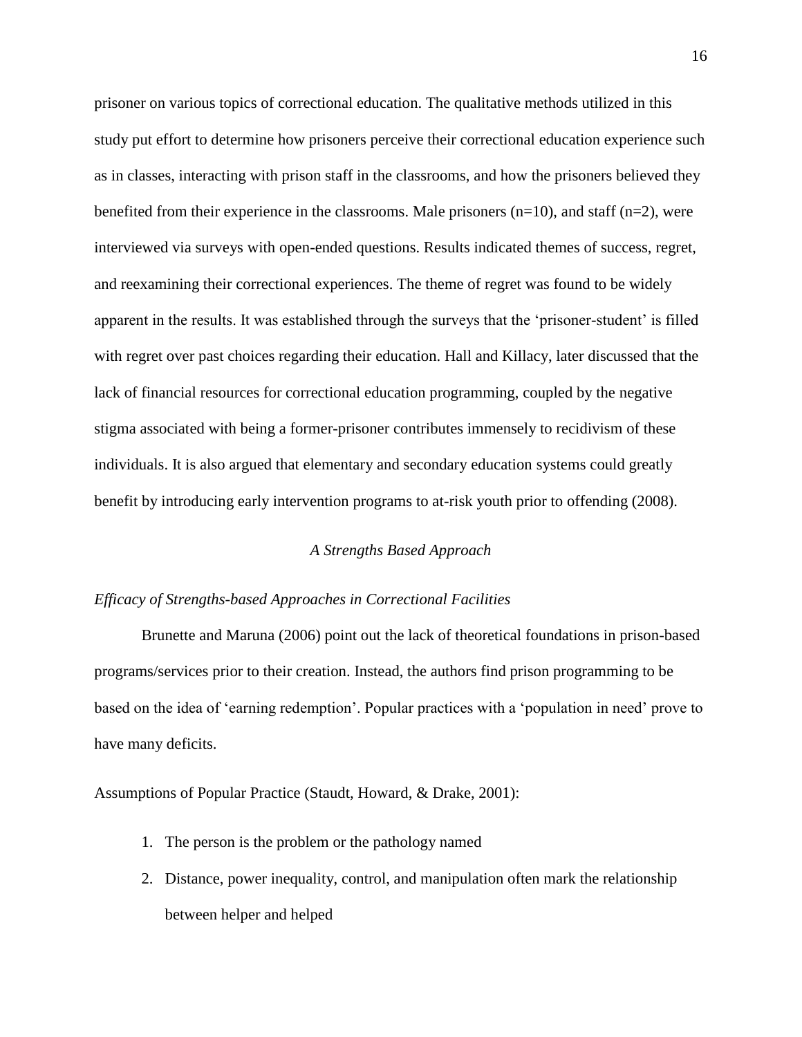prisoner on various topics of correctional education. The qualitative methods utilized in this study put effort to determine how prisoners perceive their correctional education experience such as in classes, interacting with prison staff in the classrooms, and how the prisoners believed they benefited from their experience in the classrooms. Male prisoners (n=10), and staff (n=2), were interviewed via surveys with open-ended questions. Results indicated themes of success, regret, and reexamining their correctional experiences. The theme of regret was found to be widely apparent in the results. It was established through the surveys that the 'prisoner-student' is filled with regret over past choices regarding their education. Hall and Killacy, later discussed that the lack of financial resources for correctional education programming, coupled by the negative stigma associated with being a former-prisoner contributes immensely to recidivism of these individuals. It is also argued that elementary and secondary education systems could greatly benefit by introducing early intervention programs to at-risk youth prior to offending (2008).

## *A Strengths Based Approach*

### *Efficacy of Strengths-based Approaches in Correctional Facilities*

Brunette and Maruna (2006) point out the lack of theoretical foundations in prison-based programs/services prior to their creation. Instead, the authors find prison programming to be based on the idea of 'earning redemption'. Popular practices with a 'population in need' prove to have many deficits.

Assumptions of Popular Practice (Staudt, Howard, & Drake, 2001):

1. The person is the problem or the pathology named
2. Distance, power inequality, control, and manipulation often mark the relationship between helper and helped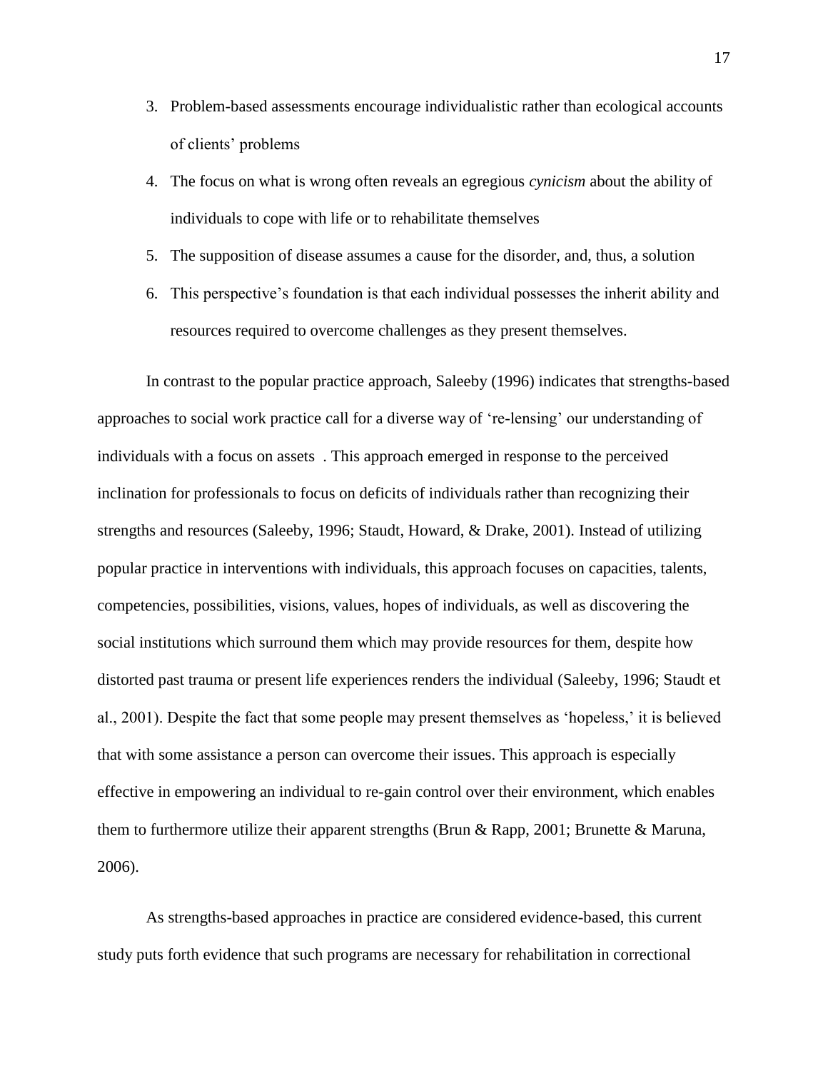3. Problem-based assessments encourage individualistic rather than ecological accounts of clients' problems
4. The focus on what is wrong often reveals an egregious *cynicism* about the ability of individuals to cope with life or to rehabilitate themselves
5. The supposition of disease assumes a cause for the disorder, and, thus, a solution
6. This perspective's foundation is that each individual possesses the inherit ability and resources required to overcome challenges as they present themselves.

In contrast to the popular practice approach, Saleeby (1996) indicates that strengths-based approaches to social work practice call for a diverse way of 're-lensing' our understanding of individuals with a focus on assets . This approach emerged in response to the perceived inclination for professionals to focus on deficits of individuals rather than recognizing their strengths and resources (Saleeby, 1996; Staudt, Howard, & Drake, 2001). Instead of utilizing popular practice in interventions with individuals, this approach focuses on capacities, talents, competencies, possibilities, visions, values, hopes of individuals, as well as discovering the social institutions which surround them which may provide resources for them, despite how distorted past trauma or present life experiences renders the individual (Saleeby, 1996; Staudt et al., 2001). Despite the fact that some people may present themselves as 'hopeless,' it is believed that with some assistance a person can overcome their issues. This approach is especially effective in empowering an individual to re-gain control over their environment, which enables them to furthermore utilize their apparent strengths (Brun & Rapp, 2001; Brunette & Maruna, 2006).

As strengths-based approaches in practice are considered evidence-based, this current study puts forth evidence that such programs are necessary for rehabilitation in correctional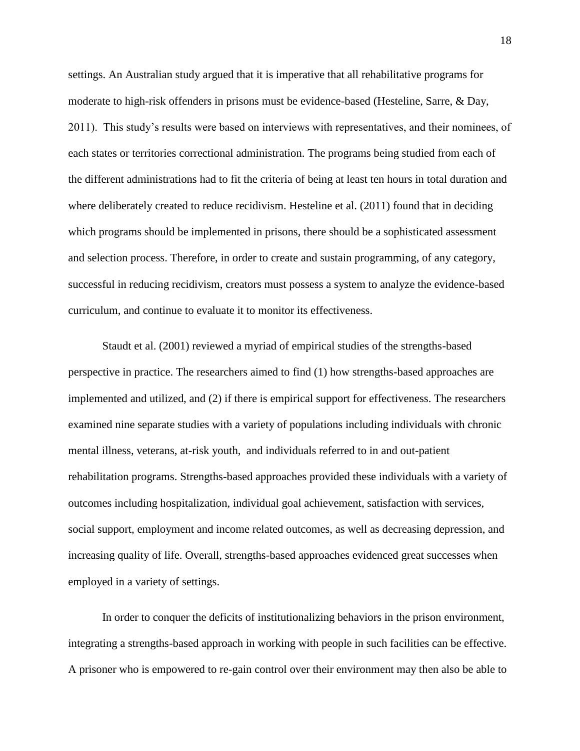settings. An Australian study argued that it is imperative that all rehabilitative programs for moderate to high-risk offenders in prisons must be evidence-based (Hesteline, Sarre, & Day, 2011). This study's results were based on interviews with representatives, and their nominees, of each states or territories correctional administration. The programs being studied from each of the different administrations had to fit the criteria of being at least ten hours in total duration and where deliberately created to reduce recidivism. Hesteline et al. (2011) found that in deciding which programs should be implemented in prisons, there should be a sophisticated assessment and selection process. Therefore, in order to create and sustain programming, of any category, successful in reducing recidivism, creators must possess a system to analyze the evidence-based curriculum, and continue to evaluate it to monitor its effectiveness.

Staudt et al. (2001) reviewed a myriad of empirical studies of the strengths-based perspective in practice. The researchers aimed to find (1) how strengths-based approaches are implemented and utilized, and (2) if there is empirical support for effectiveness. The researchers examined nine separate studies with a variety of populations including individuals with chronic mental illness, veterans, at-risk youth, and individuals referred to in and out-patient rehabilitation programs. Strengths-based approaches provided these individuals with a variety of outcomes including hospitalization, individual goal achievement, satisfaction with services, social support, employment and income related outcomes, as well as decreasing depression, and increasing quality of life. Overall, strengths-based approaches evidenced great successes when employed in a variety of settings.

In order to conquer the deficits of institutionalizing behaviors in the prison environment, integrating a strengths-based approach in working with people in such facilities can be effective. A prisoner who is empowered to re-gain control over their environment may then also be able to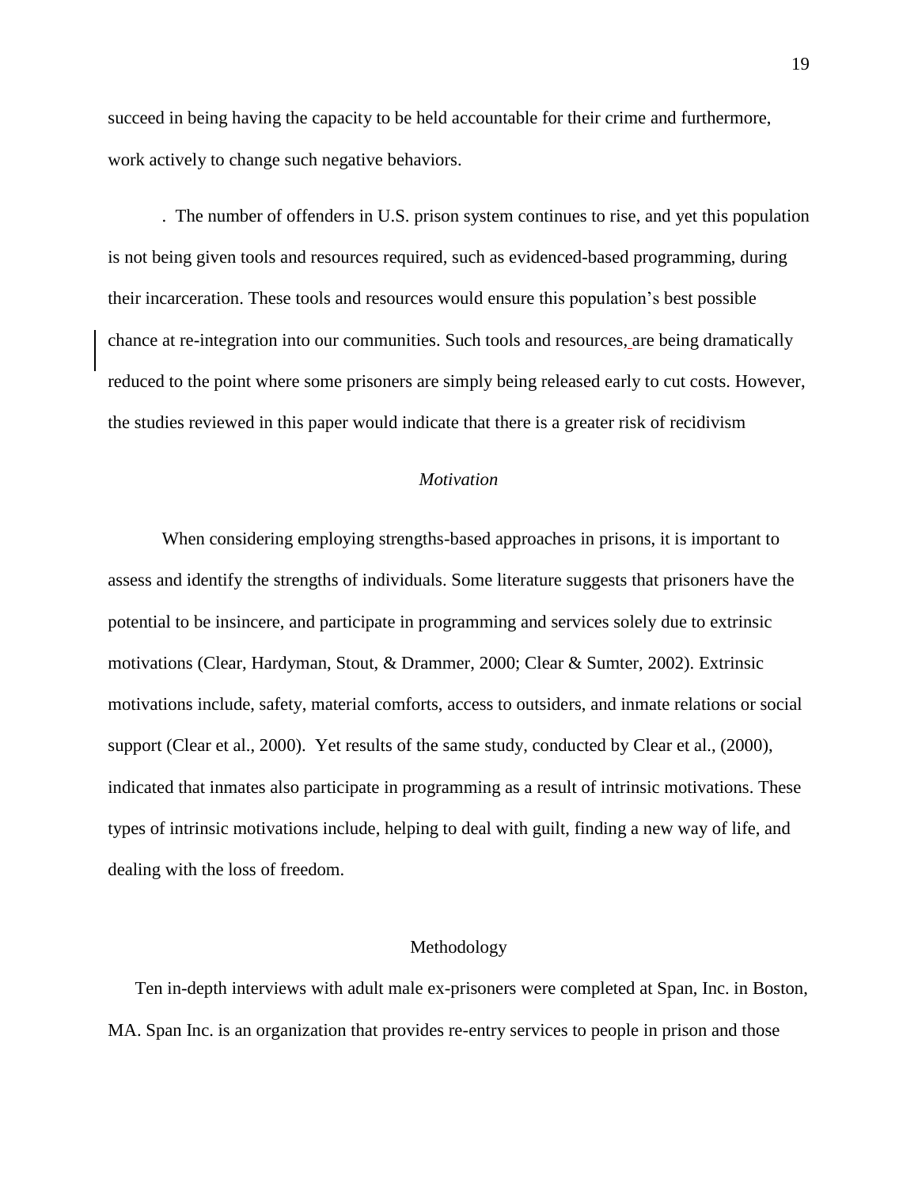succeed in being having the capacity to be held accountable for their crime and furthermore, work actively to change such negative behaviors.

. The number of offenders in U.S. prison system continues to rise, and yet this population is not being given tools and resources required, such as evidenced-based programming, during their incarceration. These tools and resources would ensure this population's best possible chance at re-integration into our communities. Such tools and resources, are being dramatically reduced to the point where some prisoners are simply being released early to cut costs. However, the studies reviewed in this paper would indicate that there is a greater risk of recidivism

### *Motivation*

When considering employing strengths-based approaches in prisons, it is important to assess and identify the strengths of individuals. Some literature suggests that prisoners have the potential to be insincere, and participate in programming and services solely due to extrinsic motivations (Clear, Hardyman, Stout, & Drammer, 2000; Clear & Sumter, 2002). Extrinsic motivations include, safety, material comforts, access to outsiders, and inmate relations or social support (Clear et al., 2000). Yet results of the same study, conducted by Clear et al., (2000), indicated that inmates also participate in programming as a result of intrinsic motivations. These types of intrinsic motivations include, helping to deal with guilt, finding a new way of life, and dealing with the loss of freedom.

## Methodology

Ten in-depth interviews with adult male ex-prisoners were completed at Span, Inc. in Boston, MA. Span Inc. is an organization that provides re-entry services to people in prison and those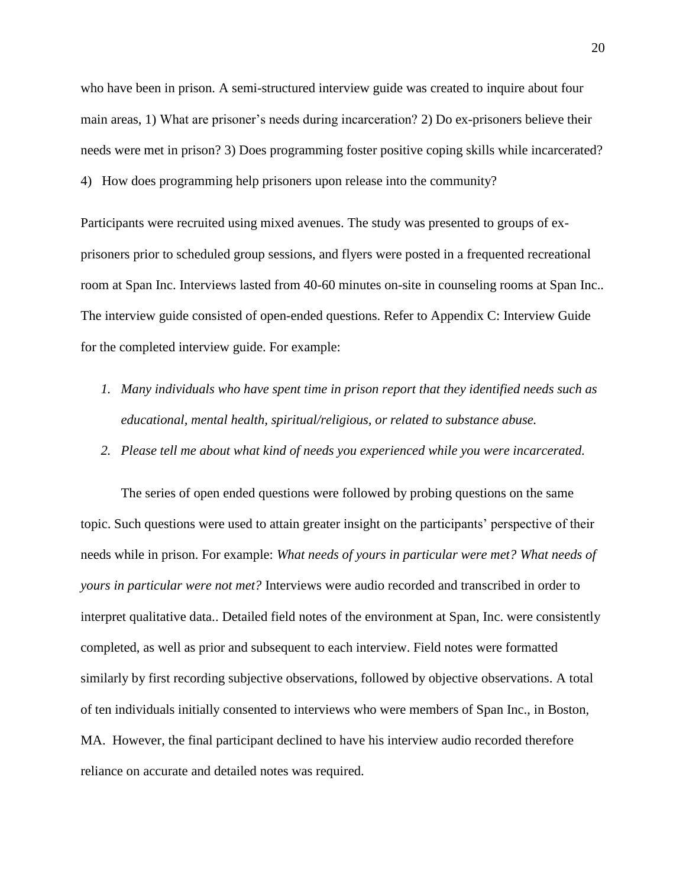who have been in prison. A semi-structured interview guide was created to inquire about four main areas, 1) What are prisoner's needs during incarceration? 2) Do ex-prisoners believe their needs were met in prison? 3) Does programming foster positive coping skills while incarcerated? 4) How does programming help prisoners upon release into the community?

Participants were recruited using mixed avenues. The study was presented to groups of ex-prisoners prior to scheduled group sessions, and flyers were posted in a frequented recreational room at Span Inc. Interviews lasted from 40-60 minutes on-site in counseling rooms at Span Inc.. The interview guide consisted of open-ended questions. Refer to Appendix C: Interview Guide for the completed interview guide. For example:

1. *Many individuals who have spent time in prison report that they identified needs such as educational, mental health, spiritual/religious, or related to substance abuse.*
2. *Please tell me about what kind of needs you experienced while you were incarcerated.*

The series of open ended questions were followed by probing questions on the same topic. Such questions were used to attain greater insight on the participants' perspective of their needs while in prison. For example: *What needs of yours in particular were met? What needs of yours in particular were not met?* Interviews were audio recorded and transcribed in order to interpret qualitative data.. Detailed field notes of the environment at Span, Inc. were consistently completed, as well as prior and subsequent to each interview. Field notes were formatted similarly by first recording subjective observations, followed by objective observations. A total of ten individuals initially consented to interviews who were members of Span Inc., in Boston, MA. However, the final participant declined to have his interview audio recorded therefore reliance on accurate and detailed notes was required.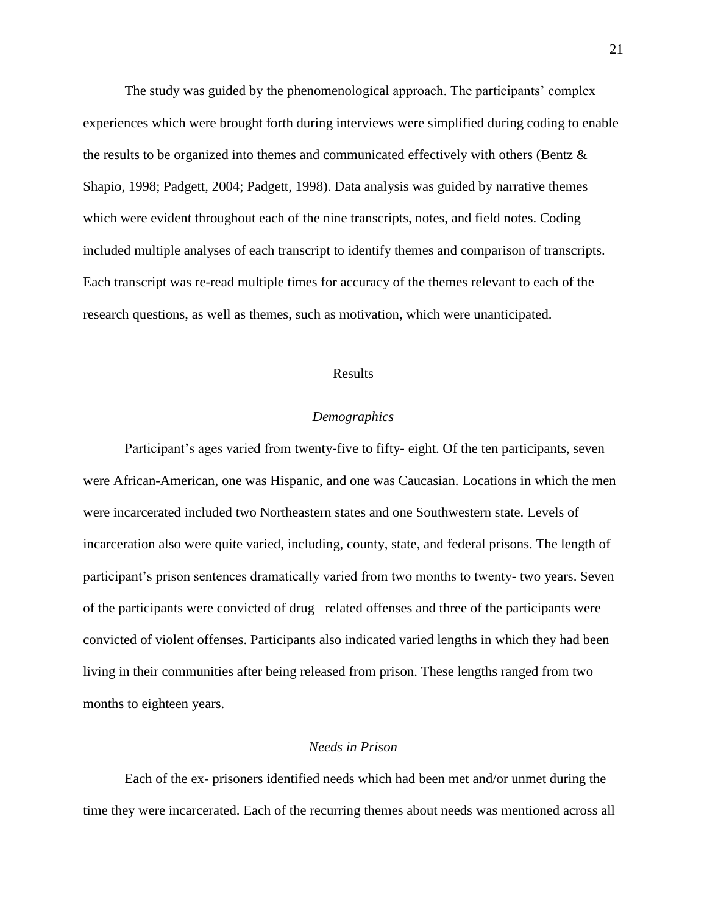The study was guided by the phenomenological approach. The participants' complex experiences which were brought forth during interviews were simplified during coding to enable the results to be organized into themes and communicated effectively with others (Bentz & Shapio, 1998; Padgett, 2004; Padgett, 1998). Data analysis was guided by narrative themes which were evident throughout each of the nine transcripts, notes, and field notes. Coding included multiple analyses of each transcript to identify themes and comparison of transcripts. Each transcript was re-read multiple times for accuracy of the themes relevant to each of the research questions, as well as themes, such as motivation, which were unanticipated.

## Results

### *Demographics*

Participant's ages varied from twenty-five to fifty- eight. Of the ten participants, seven were African-American, one was Hispanic, and one was Caucasian. Locations in which the men were incarcerated included two Northeastern states and one Southwestern state. Levels of incarceration also were quite varied, including, county, state, and federal prisons. The length of participant's prison sentences dramatically varied from two months to twenty- two years. Seven of the participants were convicted of drug –related offenses and three of the participants were convicted of violent offenses. Participants also indicated varied lengths in which they had been living in their communities after being released from prison. These lengths ranged from two months to eighteen years.

### *Needs in Prison*

Each of the ex- prisoners identified needs which had been met and/or unmet during the time they were incarcerated. Each of the recurring themes about needs was mentioned across all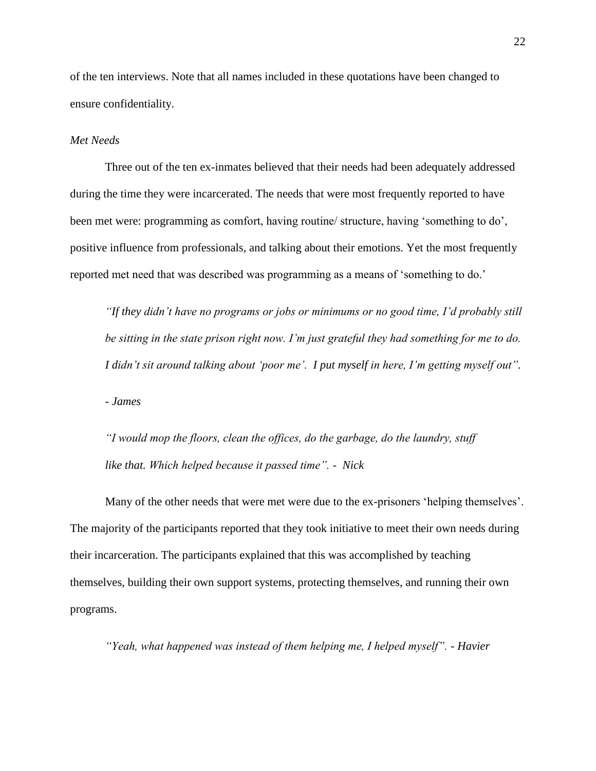of the ten interviews. Note that all names included in these quotations have been changed to ensure confidentiality.

*Met Needs*

Three out of the ten ex-inmates believed that their needs had been adequately addressed during the time they were incarcerated. The needs that were most frequently reported to have been met were: programming as comfort, having routine/ structure, having 'something to do', positive influence from professionals, and talking about their emotions. Yet the most frequently reported met need that was described was programming as a means of 'something to do.'

> *"If they didn't have no programs or jobs or minimums or no good time, I'd probably still be sitting in the state prison right now. I'm just grateful they had something for me to do. I didn't sit around talking about 'poor me'. I put myself in here, I'm getting myself out".*
>
> *- James*

> *"I would mop the floors, clean the offices, do the garbage, do the laundry, stuff like that. Which helped because it passed time". - Nick*

Many of the other needs that were met were due to the ex-prisoners 'helping themselves'. The majority of the participants reported that they took initiative to meet their own needs during their incarceration. The participants explained that this was accomplished by teaching themselves, building their own support systems, protecting themselves, and running their own programs.

> *"Yeah, what happened was instead of them helping me, I helped myself". - Havier*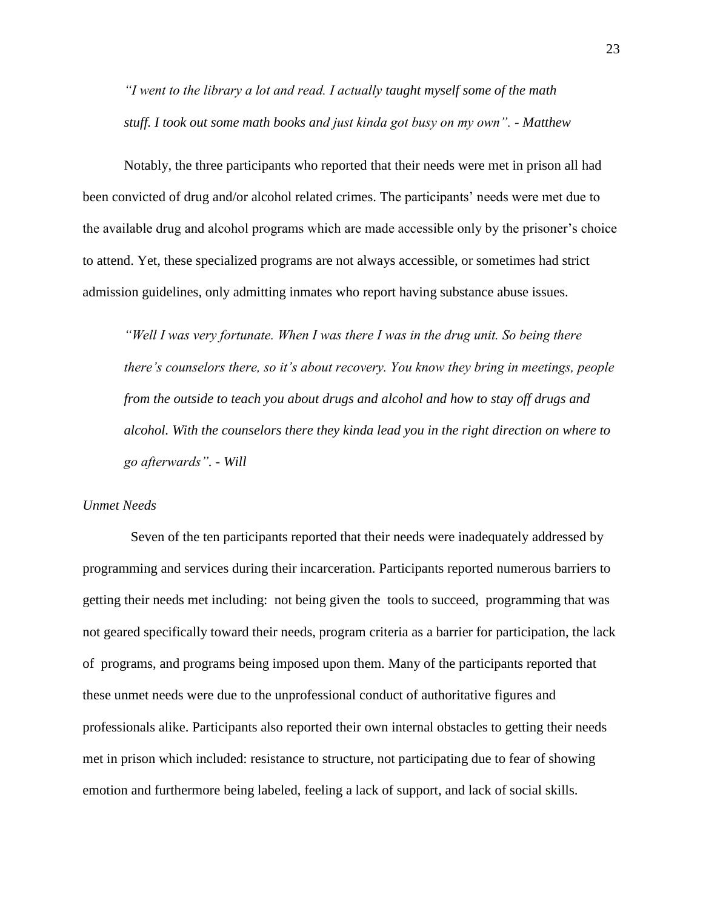*"I went to the library a lot and read. I actually taught myself some of the math stuff. I took out some math books and just kinda got busy on my own". - Matthew*

Notably, the three participants who reported that their needs were met in prison all had been convicted of drug and/or alcohol related crimes. The participants' needs were met due to the available drug and alcohol programs which are made accessible only by the prisoner's choice to attend. Yet, these specialized programs are not always accessible, or sometimes had strict admission guidelines, only admitting inmates who report having substance abuse issues.

*"Well I was very fortunate. When I was there I was in the drug unit. So being there there's counselors there, so it's about recovery. You know they bring in meetings, people from the outside to teach you about drugs and alcohol and how to stay off drugs and alcohol. With the counselors there they kinda lead you in the right direction on where to go afterwards". - Will*

*Unmet Needs*

Seven of the ten participants reported that their needs were inadequately addressed by programming and services during their incarceration. Participants reported numerous barriers to getting their needs met including: not being given the tools to succeed, programming that was not geared specifically toward their needs, program criteria as a barrier for participation, the lack of programs, and programs being imposed upon them. Many of the participants reported that these unmet needs were due to the unprofessional conduct of authoritative figures and professionals alike. Participants also reported their own internal obstacles to getting their needs met in prison which included: resistance to structure, not participating due to fear of showing emotion and furthermore being labeled, feeling a lack of support, and lack of social skills.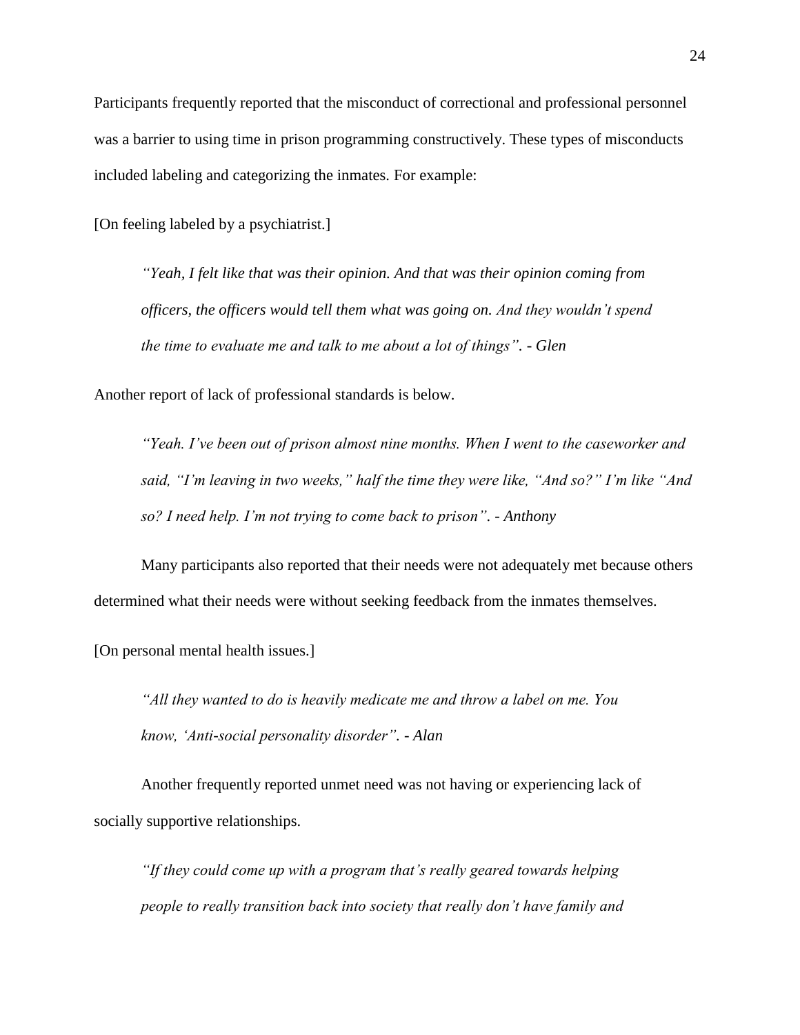Participants frequently reported that the misconduct of correctional and professional personnel was a barrier to using time in prison programming constructively. These types of misconducts included labeling and categorizing the inmates. For example:

[On feeling labeled by a psychiatrist.]

> *"Yeah, I felt like that was their opinion. And that was their opinion coming from officers, the officers would tell them what was going on. And they wouldn't spend the time to evaluate me and talk to me about a lot of things". - Glen*

Another report of lack of professional standards is below.

> *"Yeah. I've been out of prison almost nine months. When I went to the caseworker and said, "I'm leaving in two weeks," half the time they were like, "And so?" I'm like "And so? I need help. I'm not trying to come back to prison". - Anthony*

Many participants also reported that their needs were not adequately met because others determined what their needs were without seeking feedback from the inmates themselves.

[On personal mental health issues.]

> *"All they wanted to do is heavily medicate me and throw a label on me. You know, 'Anti-social personality disorder". - Alan*

Another frequently reported unmet need was not having or experiencing lack of socially supportive relationships.

> *"If they could come up with a program that's really geared towards helping people to really transition back into society that really don't have family and*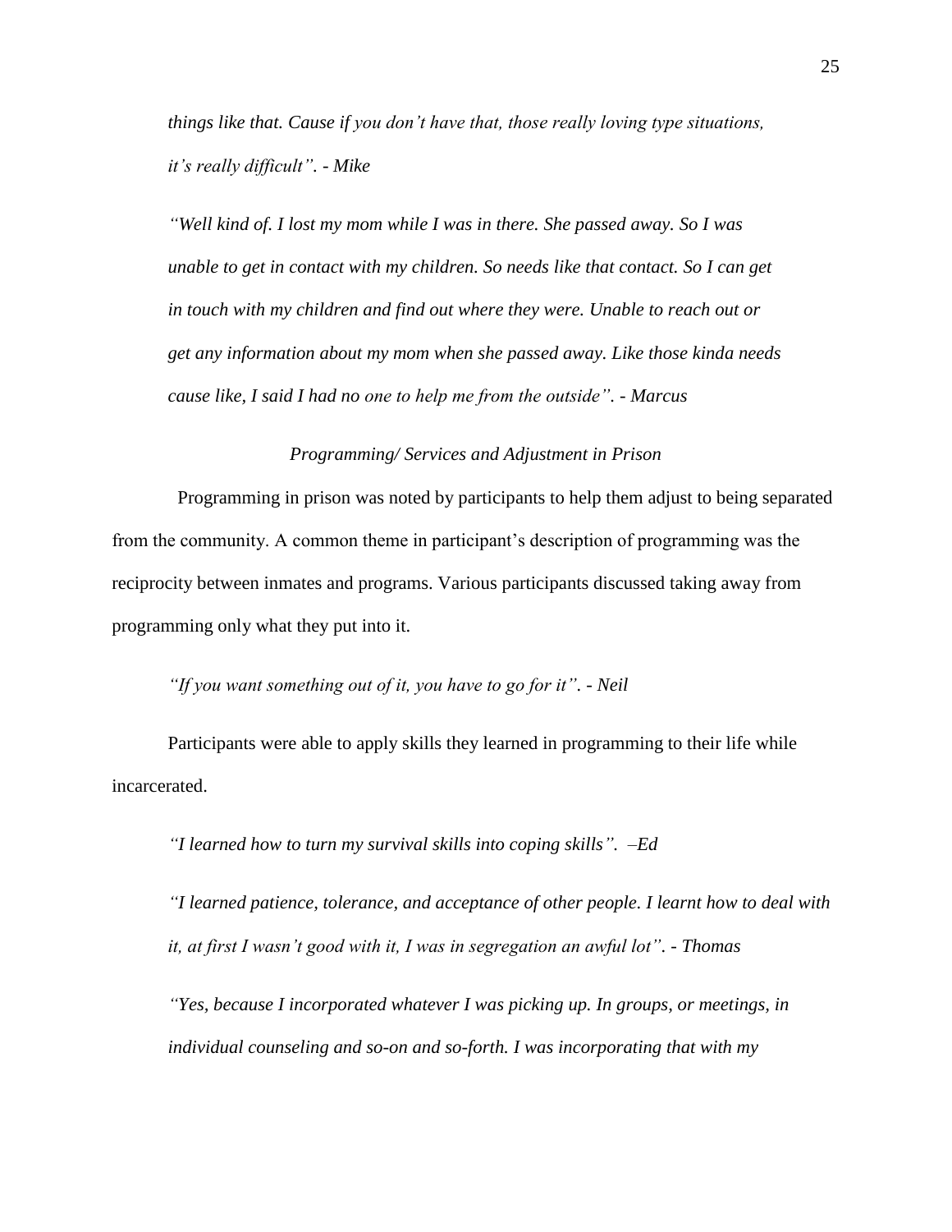*things like that. Cause if you don't have that, those really loving type situations, it's really difficult". - Mike*

*"Well kind of. I lost my mom while I was in there. She passed away. So I was unable to get in contact with my children. So needs like that contact. So I can get in touch with my children and find out where they were. Unable to reach out or get any information about my mom when she passed away. Like those kinda needs cause like, I said I had no one to help me from the outside". - Marcus*

### *Programming/ Services and Adjustment in Prison*

Programming in prison was noted by participants to help them adjust to being separated from the community. A common theme in participant's description of programming was the reciprocity between inmates and programs. Various participants discussed taking away from programming only what they put into it.

*"If you want something out of it, you have to go for it". - Neil*

Participants were able to apply skills they learned in programming to their life while incarcerated.

*"I learned how to turn my survival skills into coping skills". –Ed*

*"I learned patience, tolerance, and acceptance of other people. I learnt how to deal with it, at first I wasn't good with it, I was in segregation an awful lot". - Thomas*

*"Yes, because I incorporated whatever I was picking up. In groups, or meetings, in individual counseling and so-on and so-forth. I was incorporating that with my*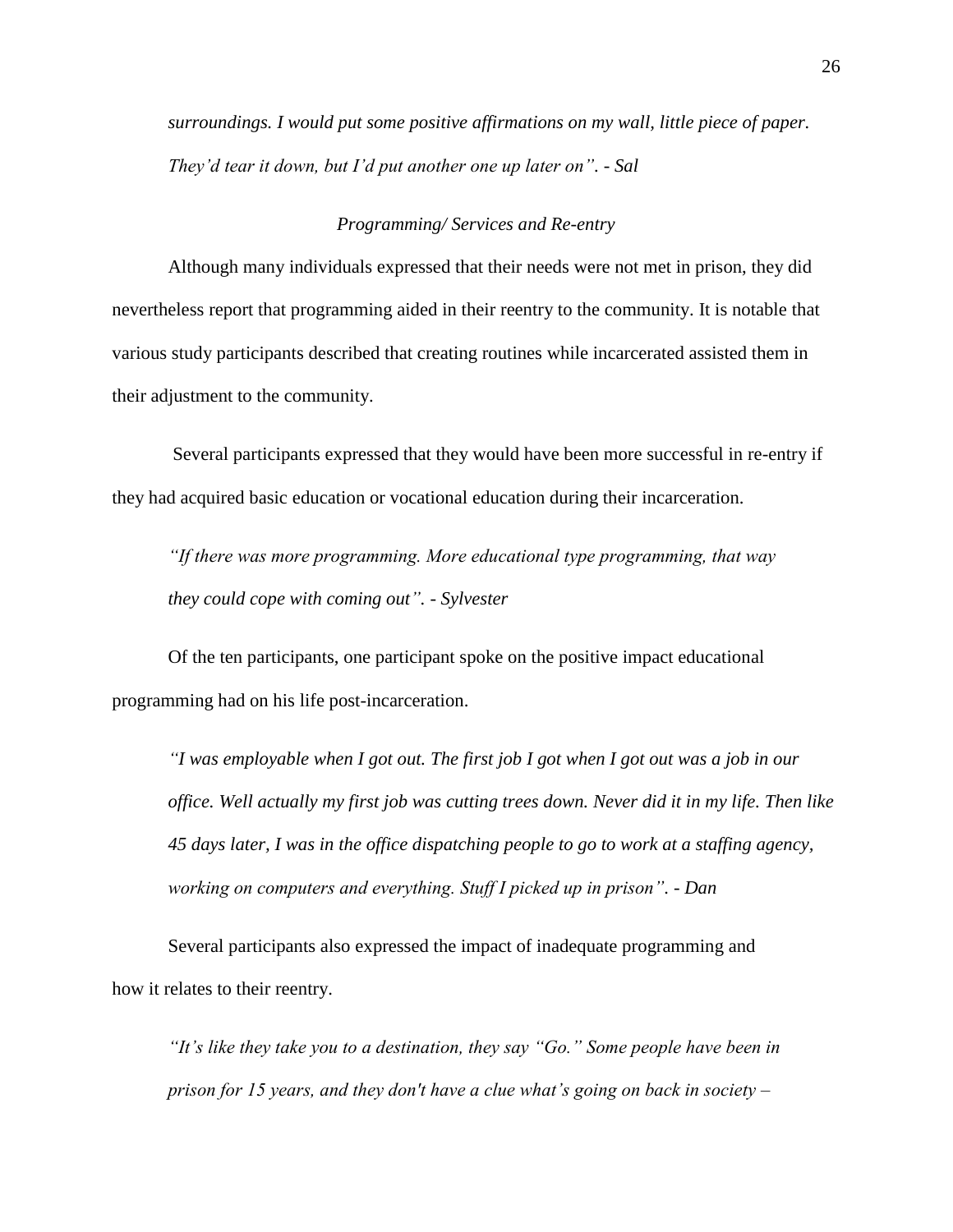*surroundings. I would put some positive affirmations on my wall, little piece of paper. They'd tear it down, but I'd put another one up later on". - Sal*

### *Programming/ Services and Re-entry*

Although many individuals expressed that their needs were not met in prison, they did nevertheless report that programming aided in their reentry to the community. It is notable that various study participants described that creating routines while incarcerated assisted them in their adjustment to the community.

Several participants expressed that they would have been more successful in re-entry if they had acquired basic education or vocational education during their incarceration.

> *"If there was more programming. More educational type programming, that way they could cope with coming out". - Sylvester*

Of the ten participants, one participant spoke on the positive impact educational programming had on his life post-incarceration.

> *"I was employable when I got out. The first job I got when I got out was a job in our office. Well actually my first job was cutting trees down. Never did it in my life. Then like 45 days later, I was in the office dispatching people to go to work at a staffing agency, working on computers and everything. Stuff I picked up in prison". - Dan*

Several participants also expressed the impact of inadequate programming and how it relates to their reentry.

> *"It's like they take you to a destination, they say "Go." Some people have been in prison for 15 years, and they don't have a clue what's going on back in society –*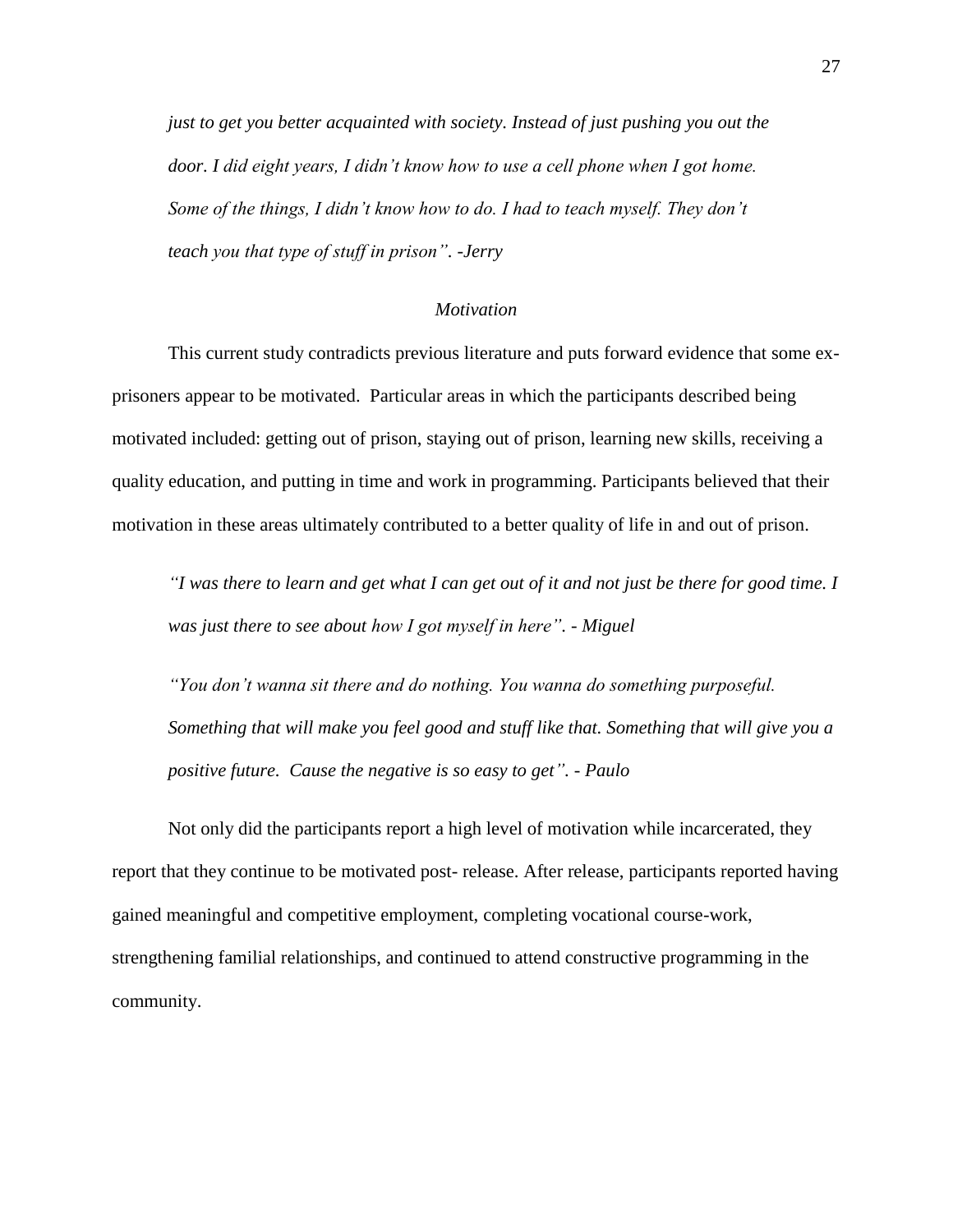*just to get you better acquainted with society. Instead of just pushing you out the door. I did eight years, I didn't know how to use a cell phone when I got home. Some of the things, I didn't know how to do. I had to teach myself. They don't teach you that type of stuff in prison". -Jerry*

### *Motivation*

This current study contradicts previous literature and puts forward evidence that some ex-prisoners appear to be motivated. Particular areas in which the participants described being motivated included: getting out of prison, staying out of prison, learning new skills, receiving a quality education, and putting in time and work in programming. Participants believed that their motivation in these areas ultimately contributed to a better quality of life in and out of prison.

*"I was there to learn and get what I can get out of it and not just be there for good time. I was just there to see about how I got myself in here". - Miguel*

*"You don't wanna sit there and do nothing. You wanna do something purposeful. Something that will make you feel good and stuff like that. Something that will give you a positive future. Cause the negative is so easy to get". - Paulo*

Not only did the participants report a high level of motivation while incarcerated, they report that they continue to be motivated post- release. After release, participants reported having gained meaningful and competitive employment, completing vocational course-work, strengthening familial relationships, and continued to attend constructive programming in the community.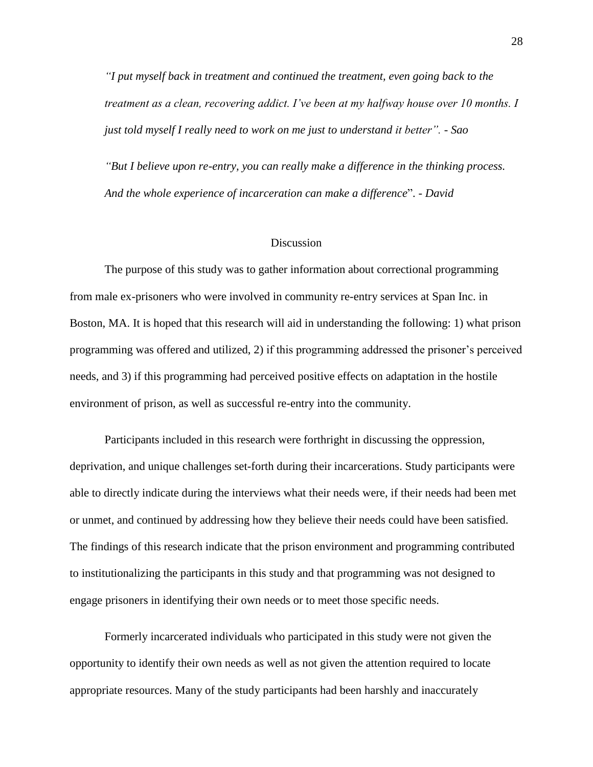*"I put myself back in treatment and continued the treatment, even going back to the treatment as a clean, recovering addict. I've been at my halfway house over 10 months. I just told myself I really need to work on me just to understand it better". - Sao*

*"But I believe upon re-entry, you can really make a difference in the thinking process. And the whole experience of incarceration can make a difference*". *- David*

## Discussion

The purpose of this study was to gather information about correctional programming from male ex-prisoners who were involved in community re-entry services at Span Inc. in Boston, MA. It is hoped that this research will aid in understanding the following: 1) what prison programming was offered and utilized, 2) if this programming addressed the prisoner's perceived needs, and 3) if this programming had perceived positive effects on adaptation in the hostile environment of prison, as well as successful re-entry into the community.

Participants included in this research were forthright in discussing the oppression, deprivation, and unique challenges set-forth during their incarcerations. Study participants were able to directly indicate during the interviews what their needs were, if their needs had been met or unmet, and continued by addressing how they believe their needs could have been satisfied. The findings of this research indicate that the prison environment and programming contributed to institutionalizing the participants in this study and that programming was not designed to engage prisoners in identifying their own needs or to meet those specific needs.

Formerly incarcerated individuals who participated in this study were not given the opportunity to identify their own needs as well as not given the attention required to locate appropriate resources. Many of the study participants had been harshly and inaccurately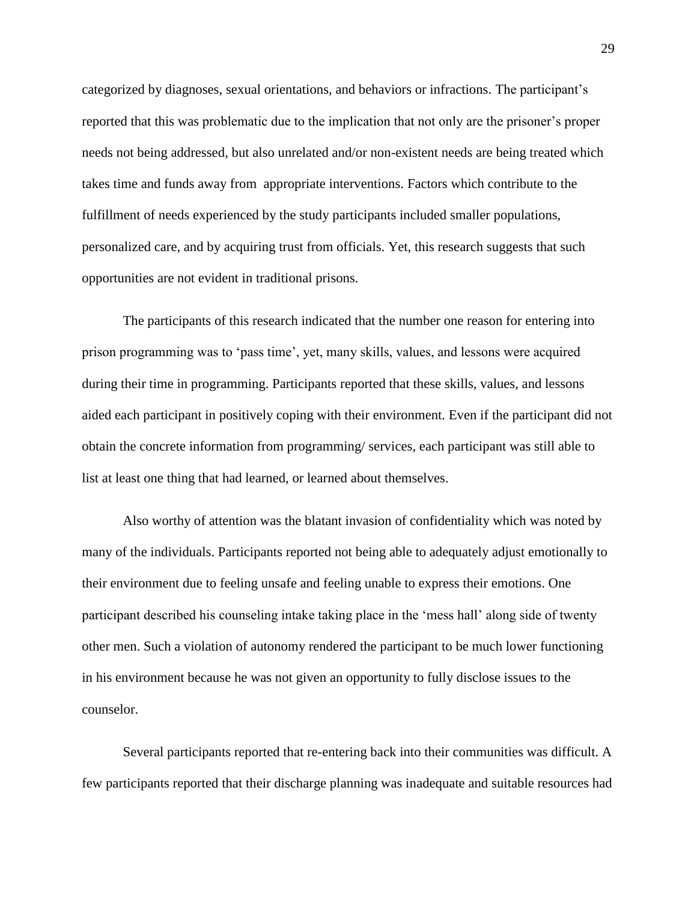categorized by diagnoses, sexual orientations, and behaviors or infractions. The participant's reported that this was problematic due to the implication that not only are the prisoner's proper needs not being addressed, but also unrelated and/or non-existent needs are being treated which takes time and funds away from appropriate interventions. Factors which contribute to the fulfillment of needs experienced by the study participants included smaller populations, personalized care, and by acquiring trust from officials. Yet, this research suggests that such opportunities are not evident in traditional prisons.

The participants of this research indicated that the number one reason for entering into prison programming was to 'pass time', yet, many skills, values, and lessons were acquired during their time in programming. Participants reported that these skills, values, and lessons aided each participant in positively coping with their environment. Even if the participant did not obtain the concrete information from programming/ services, each participant was still able to list at least one thing that had learned, or learned about themselves.

Also worthy of attention was the blatant invasion of confidentiality which was noted by many of the individuals. Participants reported not being able to adequately adjust emotionally to their environment due to feeling unsafe and feeling unable to express their emotions. One participant described his counseling intake taking place in the 'mess hall' along side of twenty other men. Such a violation of autonomy rendered the participant to be much lower functioning in his environment because he was not given an opportunity to fully disclose issues to the counselor.

Several participants reported that re-entering back into their communities was difficult. A few participants reported that their discharge planning was inadequate and suitable resources had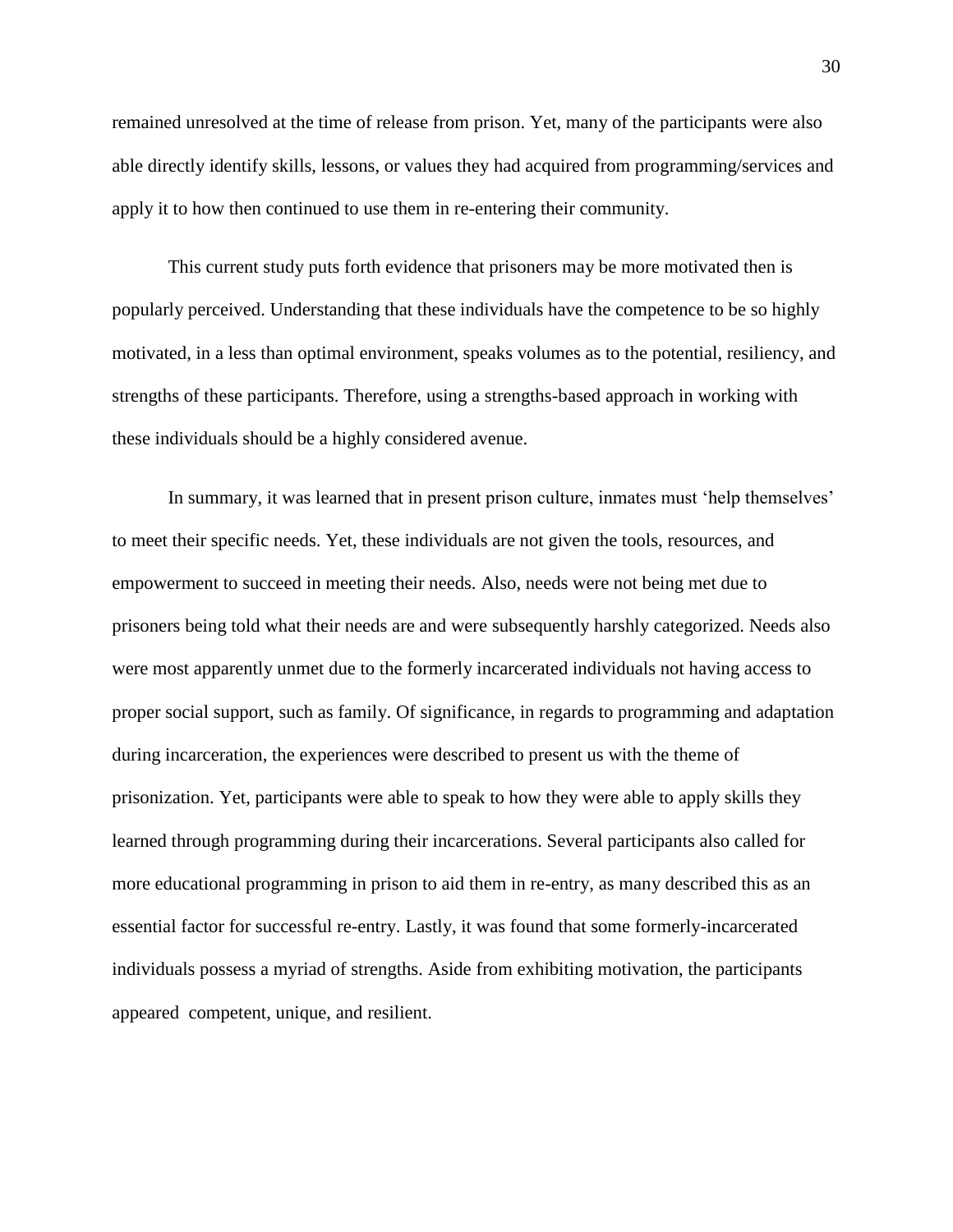remained unresolved at the time of release from prison. Yet, many of the participants were also able directly identify skills, lessons, or values they had acquired from programming/services and apply it to how then continued to use them in re-entering their community.

This current study puts forth evidence that prisoners may be more motivated then is popularly perceived. Understanding that these individuals have the competence to be so highly motivated, in a less than optimal environment, speaks volumes as to the potential, resiliency, and strengths of these participants. Therefore, using a strengths-based approach in working with these individuals should be a highly considered avenue.

In summary, it was learned that in present prison culture, inmates must 'help themselves' to meet their specific needs. Yet, these individuals are not given the tools, resources, and empowerment to succeed in meeting their needs. Also, needs were not being met due to prisoners being told what their needs are and were subsequently harshly categorized. Needs also were most apparently unmet due to the formerly incarcerated individuals not having access to proper social support, such as family. Of significance, in regards to programming and adaptation during incarceration, the experiences were described to present us with the theme of prisonization. Yet, participants were able to speak to how they were able to apply skills they learned through programming during their incarcerations. Several participants also called for more educational programming in prison to aid them in re-entry, as many described this as an essential factor for successful re-entry. Lastly, it was found that some formerly-incarcerated individuals possess a myriad of strengths. Aside from exhibiting motivation, the participants appeared competent, unique, and resilient.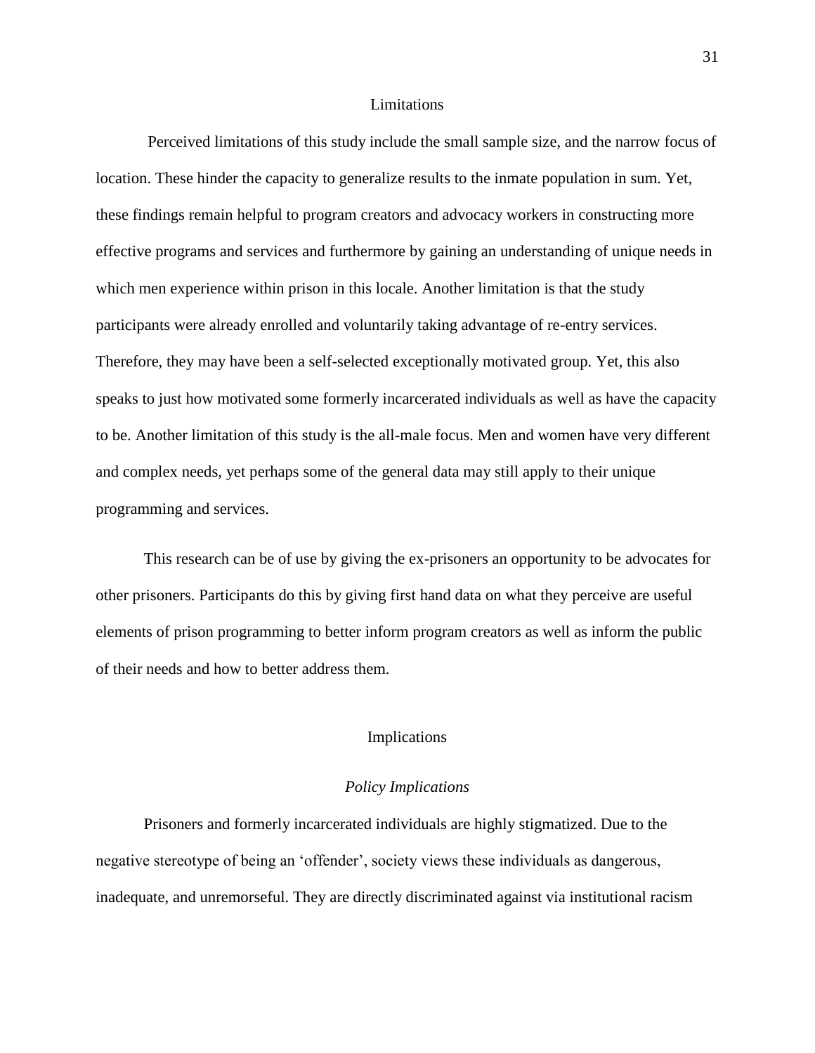## Limitations

Perceived limitations of this study include the small sample size, and the narrow focus of location. These hinder the capacity to generalize results to the inmate population in sum. Yet, these findings remain helpful to program creators and advocacy workers in constructing more effective programs and services and furthermore by gaining an understanding of unique needs in which men experience within prison in this locale. Another limitation is that the study participants were already enrolled and voluntarily taking advantage of re-entry services. Therefore, they may have been a self-selected exceptionally motivated group. Yet, this also speaks to just how motivated some formerly incarcerated individuals as well as have the capacity to be. Another limitation of this study is the all-male focus. Men and women have very different and complex needs, yet perhaps some of the general data may still apply to their unique programming and services.

This research can be of use by giving the ex-prisoners an opportunity to be advocates for other prisoners. Participants do this by giving first hand data on what they perceive are useful elements of prison programming to better inform program creators as well as inform the public of their needs and how to better address them.

## Implications

### *Policy Implications*

Prisoners and formerly incarcerated individuals are highly stigmatized. Due to the negative stereotype of being an 'offender', society views these individuals as dangerous, inadequate, and unremorseful. They are directly discriminated against via institutional racism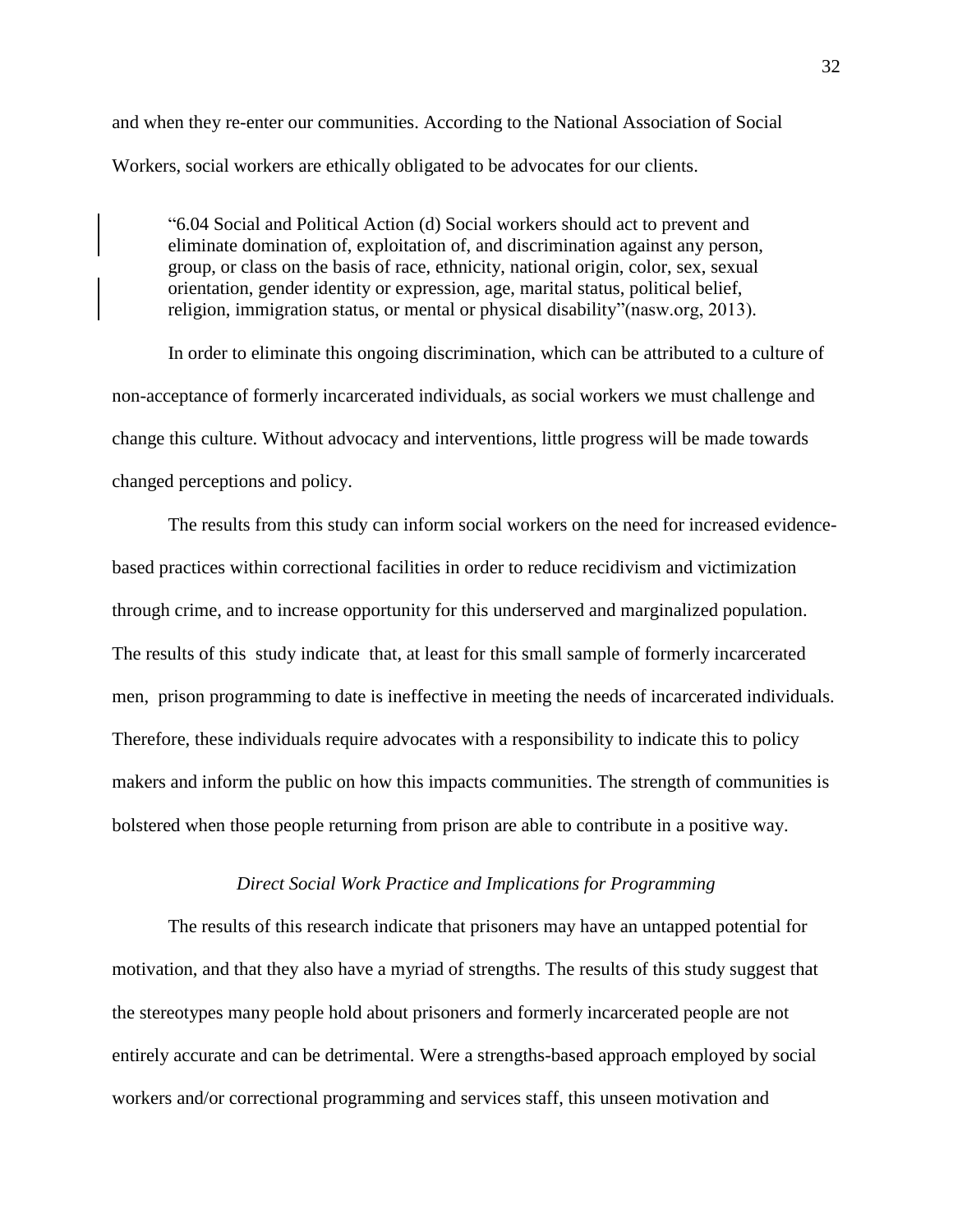and when they re-enter our communities. According to the National Association of Social Workers, social workers are ethically obligated to be advocates for our clients.

> "6.04 Social and Political Action (d) Social workers should act to prevent and eliminate domination of, exploitation of, and discrimination against any person, group, or class on the basis of race, ethnicity, national origin, color, sex, sexual orientation, gender identity or expression, age, marital status, political belief, religion, immigration status, or mental or physical disability"(nasw.org, 2013).

In order to eliminate this ongoing discrimination, which can be attributed to a culture of non-acceptance of formerly incarcerated individuals, as social workers we must challenge and change this culture. Without advocacy and interventions, little progress will be made towards changed perceptions and policy.

The results from this study can inform social workers on the need for increased evidence-based practices within correctional facilities in order to reduce recidivism and victimization through crime, and to increase opportunity for this underserved and marginalized population. The results of this study indicate that, at least for this small sample of formerly incarcerated men, prison programming to date is ineffective in meeting the needs of incarcerated individuals. Therefore, these individuals require advocates with a responsibility to indicate this to policy makers and inform the public on how this impacts communities. The strength of communities is bolstered when those people returning from prison are able to contribute in a positive way.

### *Direct Social Work Practice and Implications for Programming*

The results of this research indicate that prisoners may have an untapped potential for motivation, and that they also have a myriad of strengths. The results of this study suggest that the stereotypes many people hold about prisoners and formerly incarcerated people are not entirely accurate and can be detrimental. Were a strengths-based approach employed by social workers and/or correctional programming and services staff, this unseen motivation and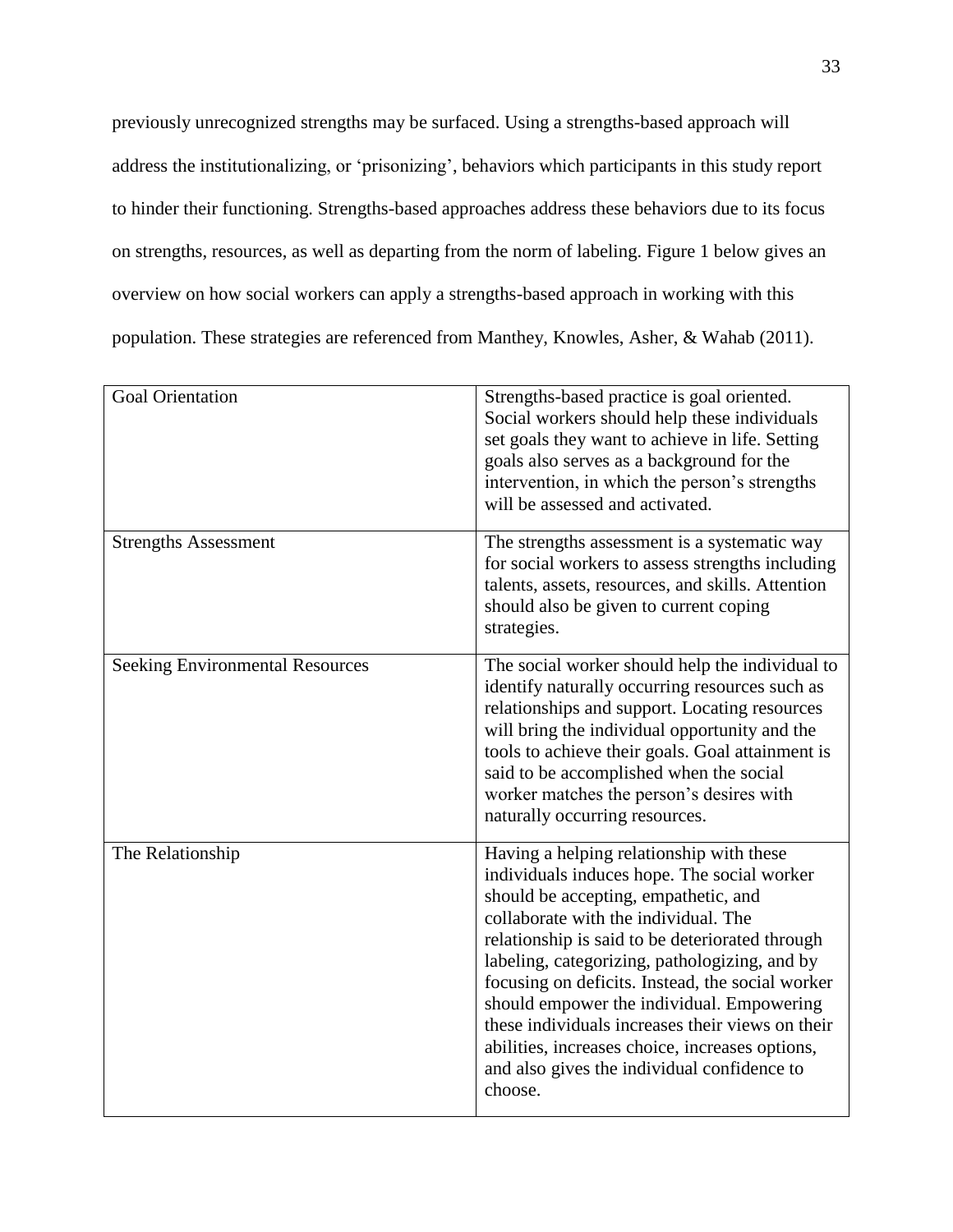previously unrecognized strengths may be surfaced. Using a strengths-based approach will address the institutionalizing, or 'prisonizing', behaviors which participants in this study report to hinder their functioning. Strengths-based approaches address these behaviors due to its focus on strengths, resources, as well as departing from the norm of labeling. Figure 1 below gives an overview on how social workers can apply a strengths-based approach in working with this population. These strategies are referenced from Manthey, Knowles, Asher, & Wahab (2011).

| | |
|---|---|
| Goal Orientation | Strengths-based practice is goal oriented. Social workers should help these individuals set goals they want to achieve in life. Setting goals also serves as a background for the intervention, in which the person's strengths will be assessed and activated. |
| Strengths Assessment | The strengths assessment is a systematic way for social workers to assess strengths including talents, assets, resources, and skills. Attention should also be given to current coping strategies. |
| Seeking Environmental Resources | The social worker should help the individual to identify naturally occurring resources such as relationships and support. Locating resources will bring the individual opportunity and the tools to achieve their goals. Goal attainment is said to be accomplished when the social worker matches the person's desires with naturally occurring resources. |
| The Relationship | Having a helping relationship with these individuals induces hope. The social worker should be accepting, empathetic, and collaborate with the individual. The relationship is said to be deteriorated through labeling, categorizing, pathologizing, and by focusing on deficits. Instead, the social worker should empower the individual. Empowering these individuals increases their views on their abilities, increases choice, increases options, and also gives the individual confidence to choose. |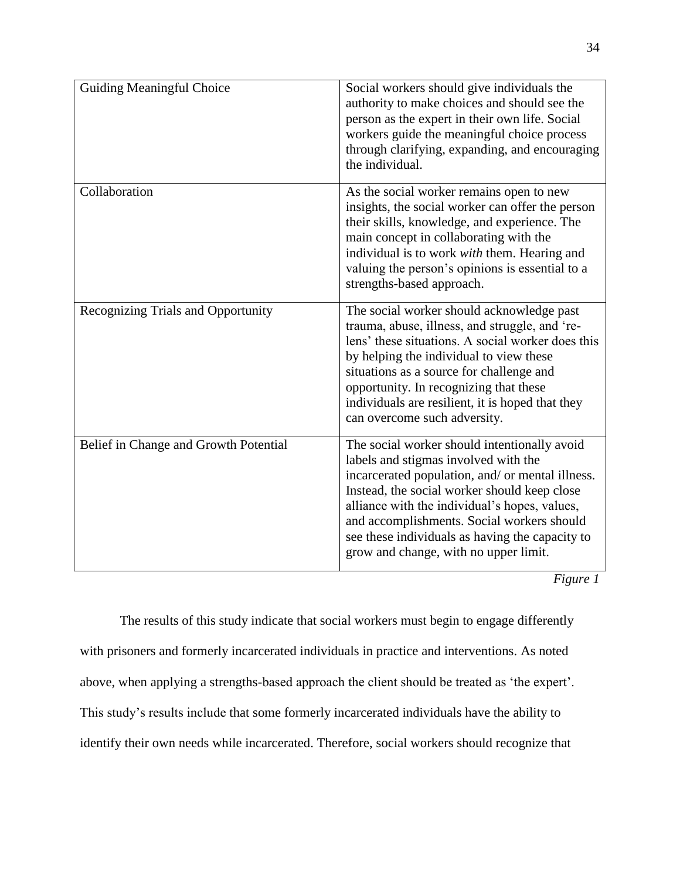| | |
|---|---|
| Guiding Meaningful Choice | Social workers should give individuals the authority to make choices and should see the person as the expert in their own life. Social workers guide the meaningful choice process through clarifying, expanding, and encouraging the individual. |
| Collaboration | As the social worker remains open to new insights, the social worker can offer the person their skills, knowledge, and experience. The main concept in collaborating with the individual is to work *with* them. Hearing and valuing the person's opinions is essential to a strengths-based approach. |
| Recognizing Trials and Opportunity | The social worker should acknowledge past trauma, abuse, illness, and struggle, and 're-lens' these situations. A social worker does this by helping the individual to view these situations as a source for challenge and opportunity. In recognizing that these individuals are resilient, it is hoped that they can overcome such adversity. |
| Belief in Change and Growth Potential | The social worker should intentionally avoid labels and stigmas involved with the incarcerated population, and/ or mental illness. Instead, the social worker should keep close alliance with the individual's hopes, values, and accomplishments. Social workers should see these individuals as having the capacity to grow and change, with no upper limit. |

*Figure 1*

The results of this study indicate that social workers must begin to engage differently with prisoners and formerly incarcerated individuals in practice and interventions. As noted above, when applying a strengths-based approach the client should be treated as 'the expert'. This study's results include that some formerly incarcerated individuals have the ability to identify their own needs while incarcerated. Therefore, social workers should recognize that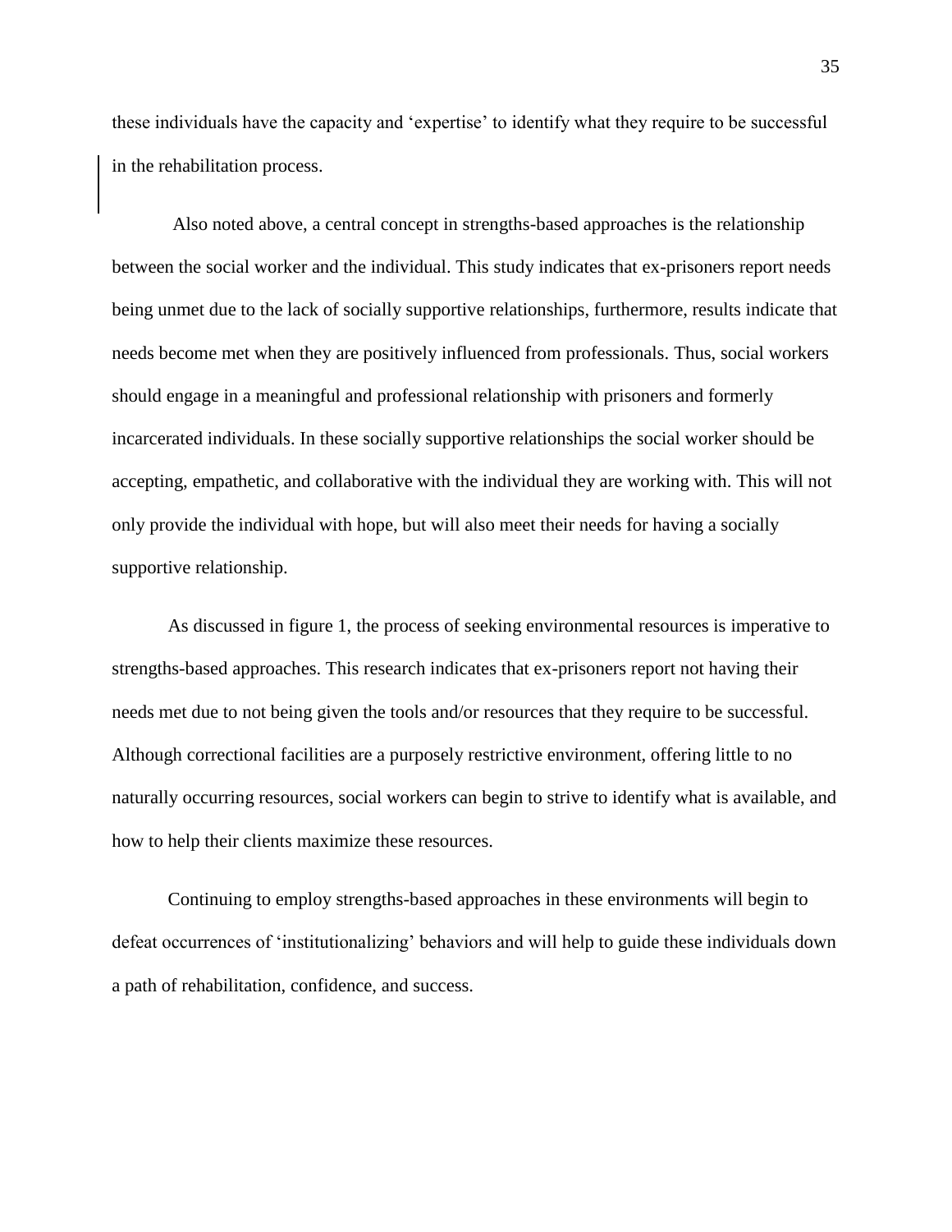these individuals have the capacity and ‘expertise’ to identify what they require to be successful in the rehabilitation process.

Also noted above, a central concept in strengths-based approaches is the relationship between the social worker and the individual. This study indicates that ex-prisoners report needs being unmet due to the lack of socially supportive relationships, furthermore, results indicate that needs become met when they are positively influenced from professionals. Thus, social workers should engage in a meaningful and professional relationship with prisoners and formerly incarcerated individuals. In these socially supportive relationships the social worker should be accepting, empathetic, and collaborative with the individual they are working with. This will not only provide the individual with hope, but will also meet their needs for having a socially supportive relationship.

As discussed in figure 1, the process of seeking environmental resources is imperative to strengths-based approaches. This research indicates that ex-prisoners report not having their needs met due to not being given the tools and/or resources that they require to be successful. Although correctional facilities are a purposely restrictive environment, offering little to no naturally occurring resources, social workers can begin to strive to identify what is available, and how to help their clients maximize these resources.

Continuing to employ strengths-based approaches in these environments will begin to defeat occurrences of ‘institutionalizing’ behaviors and will help to guide these individuals down a path of rehabilitation, confidence, and success.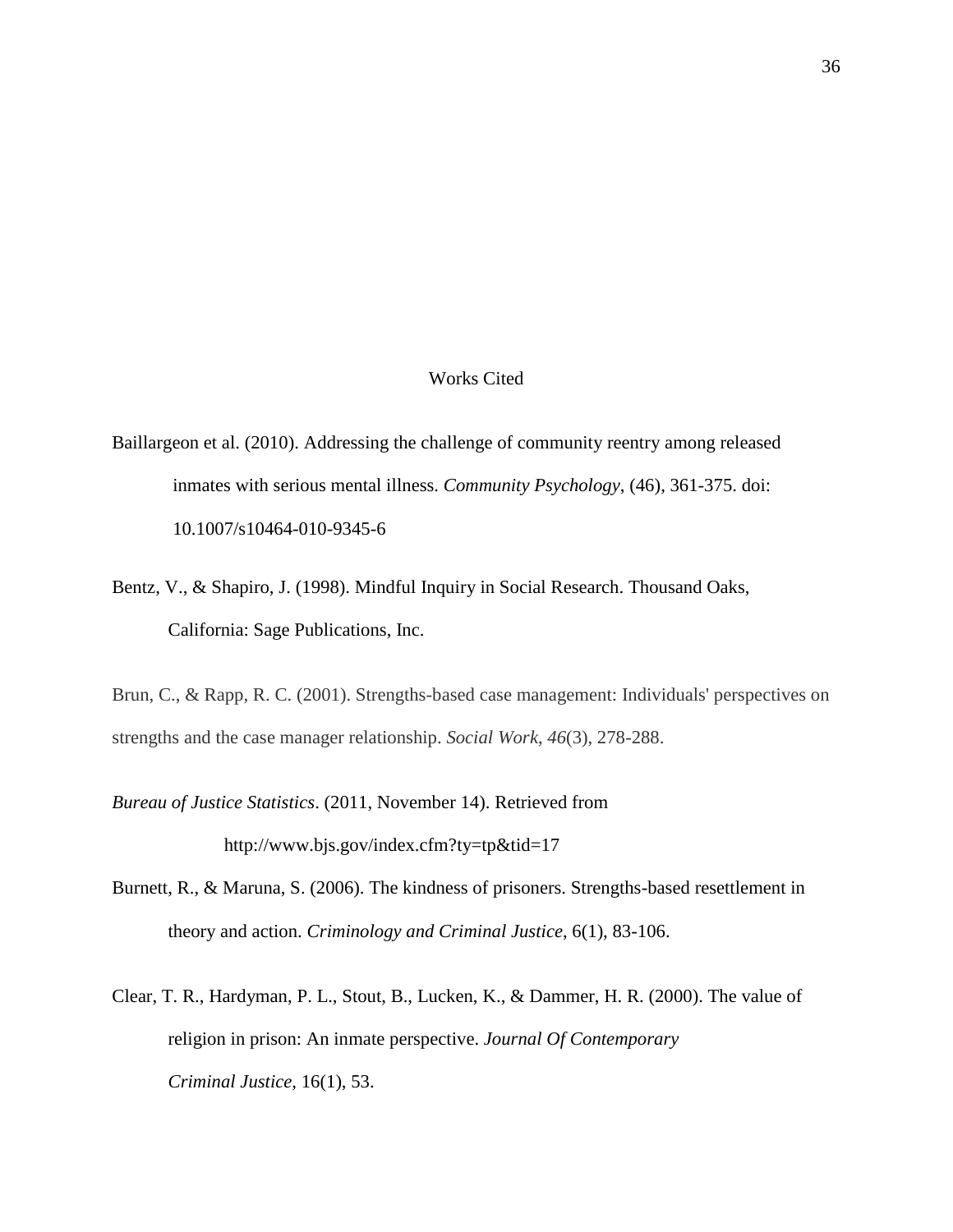# Works Cited

Baillargeon et al. (2010). Addressing the challenge of community reentry among released inmates with serious mental illness. *Community Psychology*, (46), 361-375. doi: 10.1007/s10464-010-9345-6

Bentz, V., & Shapiro, J. (1998). Mindful Inquiry in Social Research. Thousand Oaks, California: Sage Publications, Inc.

Brun, C., & Rapp, R. C. (2001). Strengths-based case management: Individuals' perspectives on strengths and the case manager relationship. *Social Work*, *46*(3), 278-288.

*Bureau of Justice Statistics*. (2011, November 14). Retrieved from http://www.bjs.gov/index.cfm?ty=tp&tid=17

Burnett, R., & Maruna, S. (2006). The kindness of prisoners. Strengths-based resettlement in theory and action. *Criminology and Criminal Justice*, 6(1), 83-106.

Clear, T. R., Hardyman, P. L., Stout, B., Lucken, K., & Dammer, H. R. (2000). The value of religion in prison: An inmate perspective. *Journal Of Contemporary Criminal Justice*, 16(1), 53.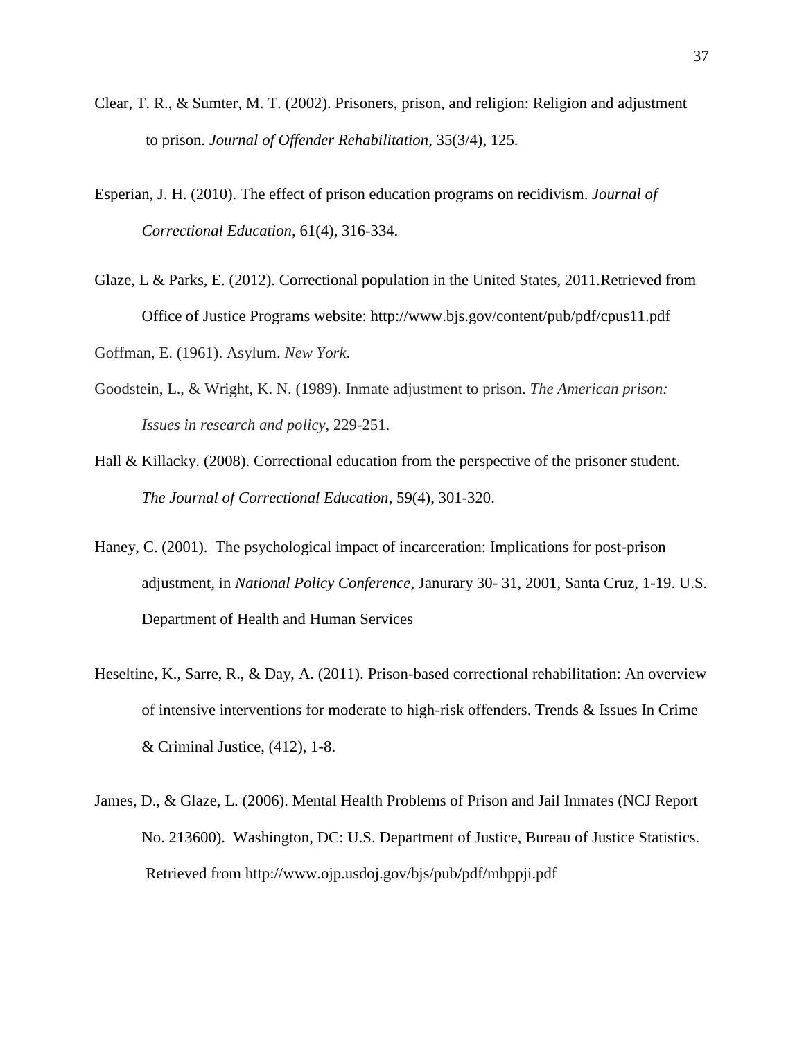Clear, T. R., & Sumter, M. T. (2002). Prisoners, prison, and religion: Religion and adjustment to prison. *Journal of Offender Rehabilitation*, 35(3/4), 125.

Esperian, J. H. (2010). The effect of prison education programs on recidivism. *Journal of Correctional Education*, 61(4), 316-334.

Glaze, L & Parks, E. (2012). Correctional population in the United States, 2011.Retrieved from Office of Justice Programs website: http://www.bjs.gov/content/pub/pdf/cpus11.pdf

Goffman, E. (1961). Asylum. *New York*.

Goodstein, L., & Wright, K. N. (1989). Inmate adjustment to prison. *The American prison: Issues in research and policy*, 229-251.

Hall & Killacky. (2008). Correctional education from the perspective of the prisoner student. *The Journal of Correctional Education*, 59(4), 301-320.

Haney, C. (2001). The psychological impact of incarceration: Implications for post-prison adjustment, in *National Policy Conference*, Janurary 30- 31, 2001, Santa Cruz, 1-19. U.S. Department of Health and Human Services

Heseltine, K., Sarre, R., & Day, A. (2011). Prison-based correctional rehabilitation: An overview of intensive interventions for moderate to high-risk offenders. Trends & Issues In Crime & Criminal Justice, (412), 1-8.

James, D., & Glaze, L. (2006). Mental Health Problems of Prison and Jail Inmates (NCJ Report No. 213600). Washington, DC: U.S. Department of Justice, Bureau of Justice Statistics. Retrieved from http://www.ojp.usdoj.gov/bjs/pub/pdf/mhppji.pdf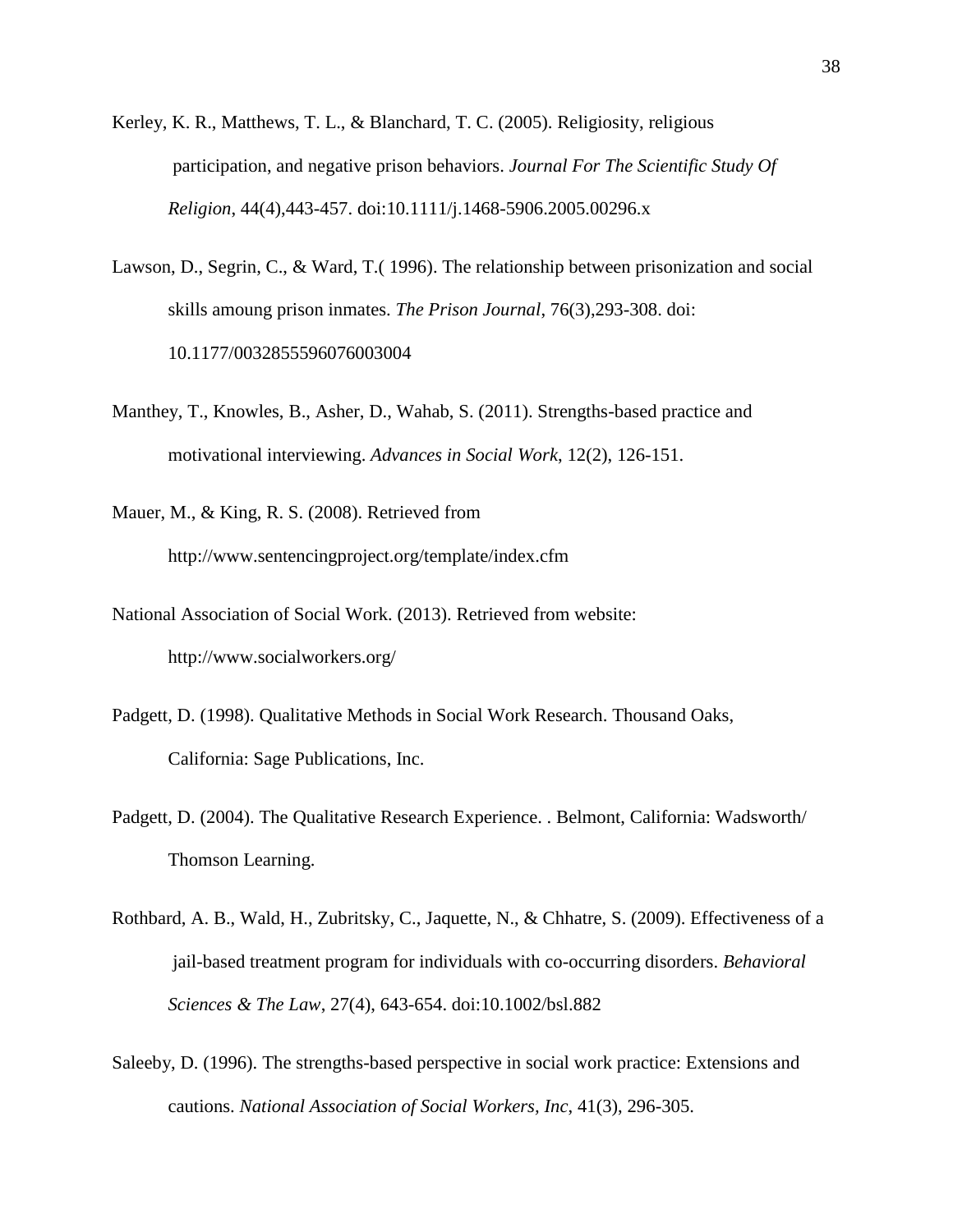Kerley, K. R., Matthews, T. L., & Blanchard, T. C. (2005). Religiosity, religious participation, and negative prison behaviors. *Journal For The Scientific Study Of Religion*, 44(4),443-457. doi:10.1111/j.1468-5906.2005.00296.x

Lawson, D., Segrin, C., & Ward, T.( 1996). The relationship between prisonization and social skills amoung prison inmates. *The Prison Journal*, 76(3),293-308. doi: 10.1177/0032855596076003004

Manthey, T., Knowles, B., Asher, D., Wahab, S. (2011). Strengths-based practice and motivational interviewing. *Advances in Social Work*, 12(2), 126-151.

Mauer, M., & King, R. S. (2008). Retrieved from http://www.sentencingproject.org/template/index.cfm

National Association of Social Work. (2013). Retrieved from website: http://www.socialworkers.org/

Padgett, D. (1998). Qualitative Methods in Social Work Research. Thousand Oaks, California: Sage Publications, Inc.

Padgett, D. (2004). The Qualitative Research Experience. . Belmont, California: Wadsworth/ Thomson Learning.

Rothbard, A. B., Wald, H., Zubritsky, C., Jaquette, N., & Chhatre, S. (2009). Effectiveness of a jail-based treatment program for individuals with co-occurring disorders. *Behavioral Sciences & The Law*, 27(4), 643-654. doi:10.1002/bsl.882

Saleeby, D. (1996). The strengths-based perspective in social work practice: Extensions and cautions. *National Association of Social Workers, Inc*, 41(3), 296-305.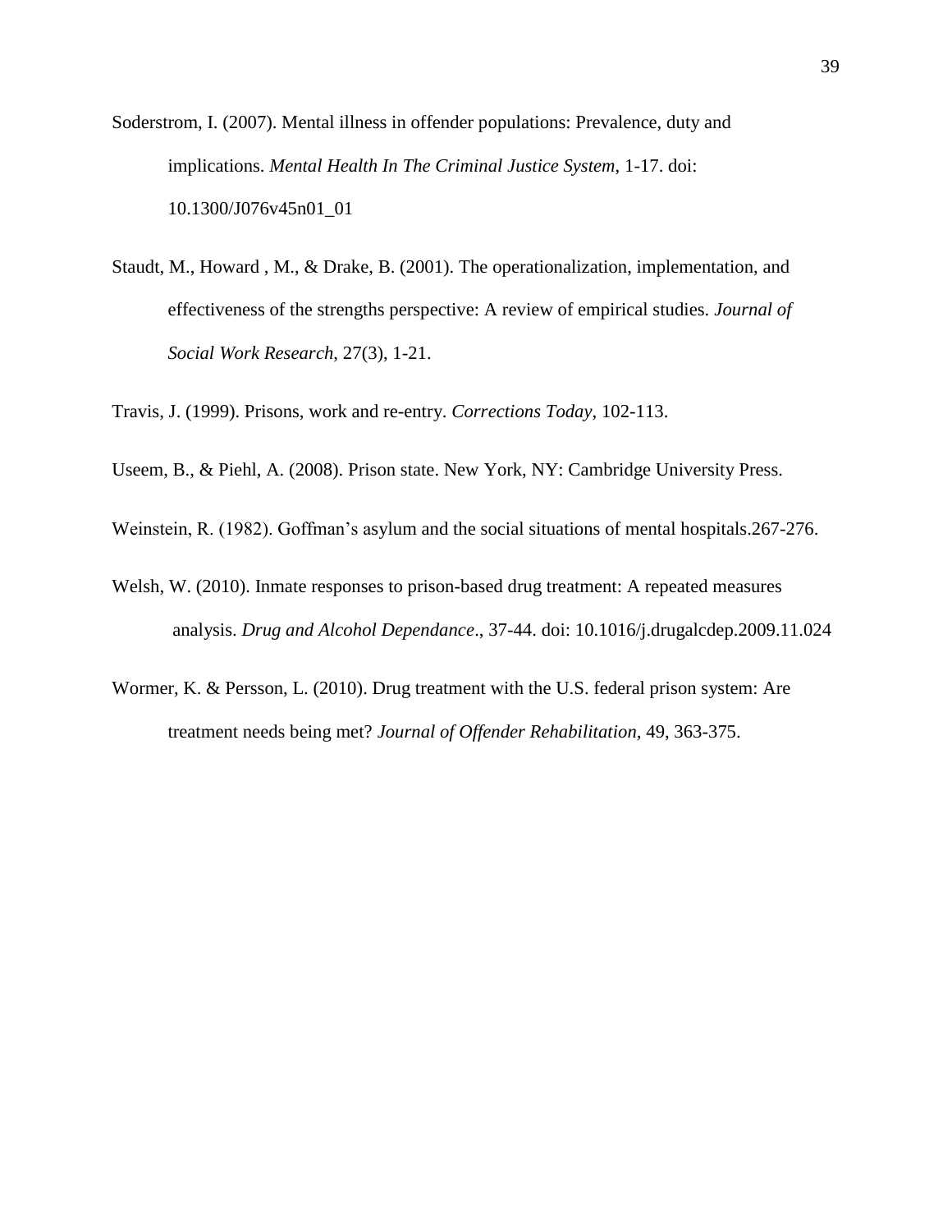Soderstrom, I. (2007). Mental illness in offender populations: Prevalence, duty and implications. *Mental Health In The Criminal Justice System*, 1-17. doi: 10.1300/J076v45n01_01

Staudt, M., Howard , M., & Drake, B. (2001). The operationalization, implementation, and effectiveness of the strengths perspective: A review of empirical studies. *Journal of Social Work Research*, 27(3), 1-21.

Travis, J. (1999). Prisons, work and re-entry. *Corrections Today*, 102-113.

Useem, B., & Piehl, A. (2008). Prison state. New York, NY: Cambridge University Press.

Weinstein, R. (1982). Goffman's asylum and the social situations of mental hospitals.267-276.

Welsh, W. (2010). Inmate responses to prison-based drug treatment: A repeated measures analysis. *Drug and Alcohol Dependance*., 37-44. doi: 10.1016/j.drugalcdep.2009.11.024

Wormer, K. & Persson, L. (2010). Drug treatment with the U.S. federal prison system: Are treatment needs being met? *Journal of Offender Rehabilitation*, 49, 363-375.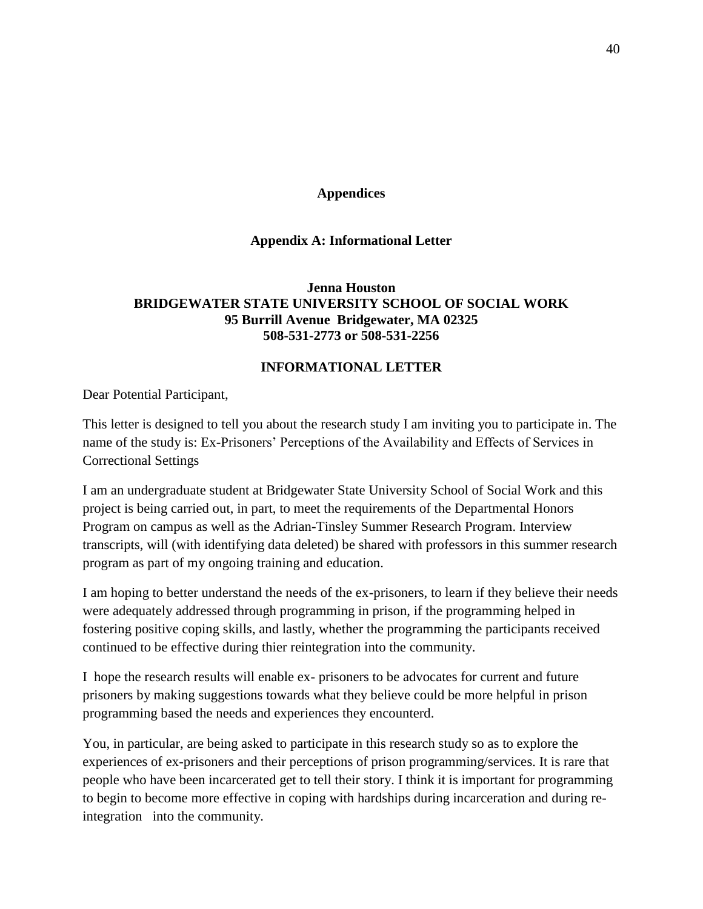# Appendices

## Appendix A: Informational Letter

**Jenna Houston**
**BRIDGEWATER STATE UNIVERSITY SCHOOL OF SOCIAL WORK**
**95 Burrill Avenue Bridgewater, MA 02325**
**508-531-2773 or 508-531-2256**

**INFORMATIONAL LETTER**

Dear Potential Participant,

This letter is designed to tell you about the research study I am inviting you to participate in. The name of the study is: Ex-Prisoners' Perceptions of the Availability and Effects of Services in Correctional Settings

I am an undergraduate student at Bridgewater State University School of Social Work and this project is being carried out, in part, to meet the requirements of the Departmental Honors Program on campus as well as the Adrian-Tinsley Summer Research Program. Interview transcripts, will (with identifying data deleted) be shared with professors in this summer research program as part of my ongoing training and education.

I am hoping to better understand the needs of the ex-prisoners, to learn if they believe their needs were adequately addressed through programming in prison, if the programming helped in fostering positive coping skills, and lastly, whether the programming the participants received continued to be effective during thier reintegration into the community.

I hope the research results will enable ex- prisoners to be advocates for current and future prisoners by making suggestions towards what they believe could be more helpful in prison programming based the needs and experiences they encounterd.

You, in particular, are being asked to participate in this research study so as to explore the experiences of ex-prisoners and their perceptions of prison programming/services. It is rare that people who have been incarcerated get to tell their story. I think it is important for programming to begin to become more effective in coping with hardships during incarceration and during re-integration into the community.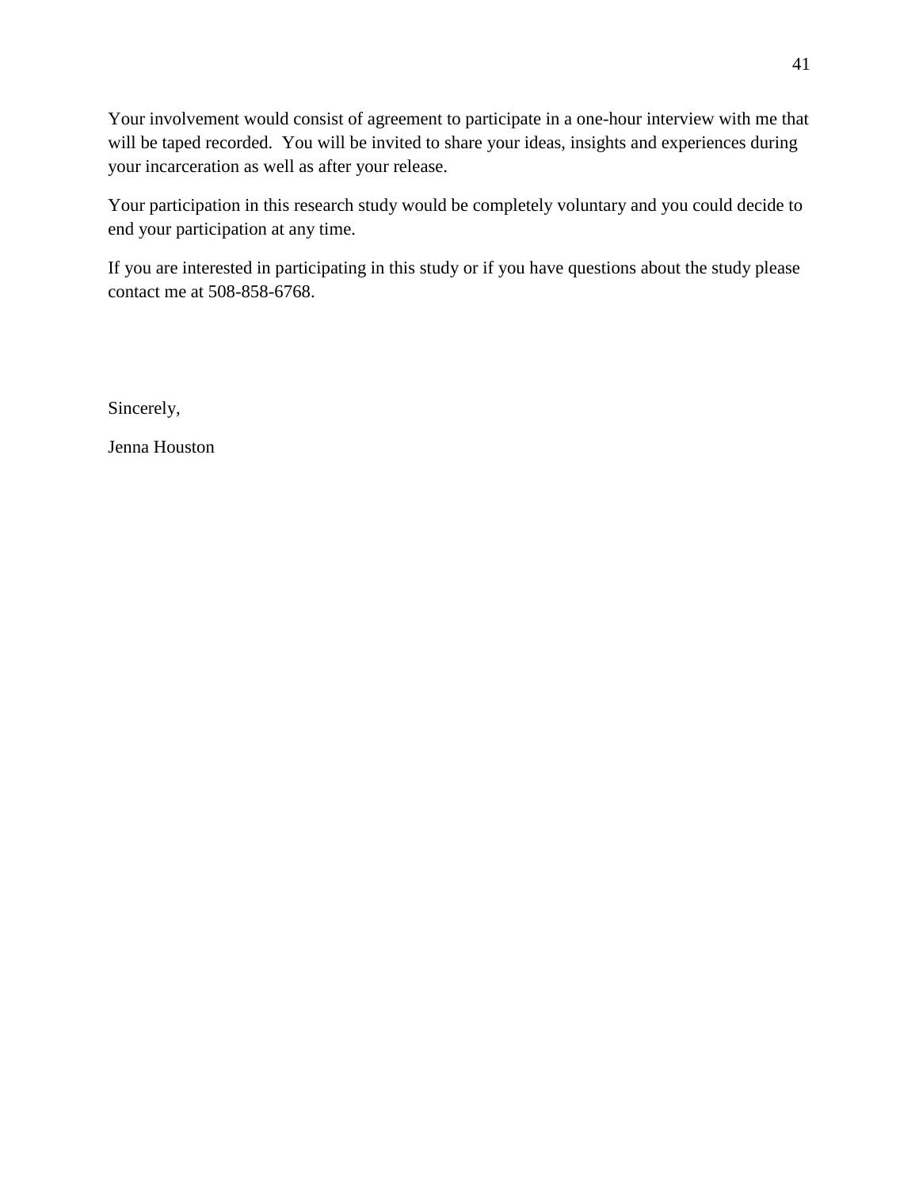Your involvement would consist of agreement to participate in a one-hour interview with me that will be taped recorded.  You will be invited to share your ideas, insights and experiences during your incarceration as well as after your release.

Your participation in this research study would be completely voluntary and you could decide to end your participation at any time.

If you are interested in participating in this study or if you have questions about the study please contact me at 508-858-6768.

Sincerely,

Jenna Houston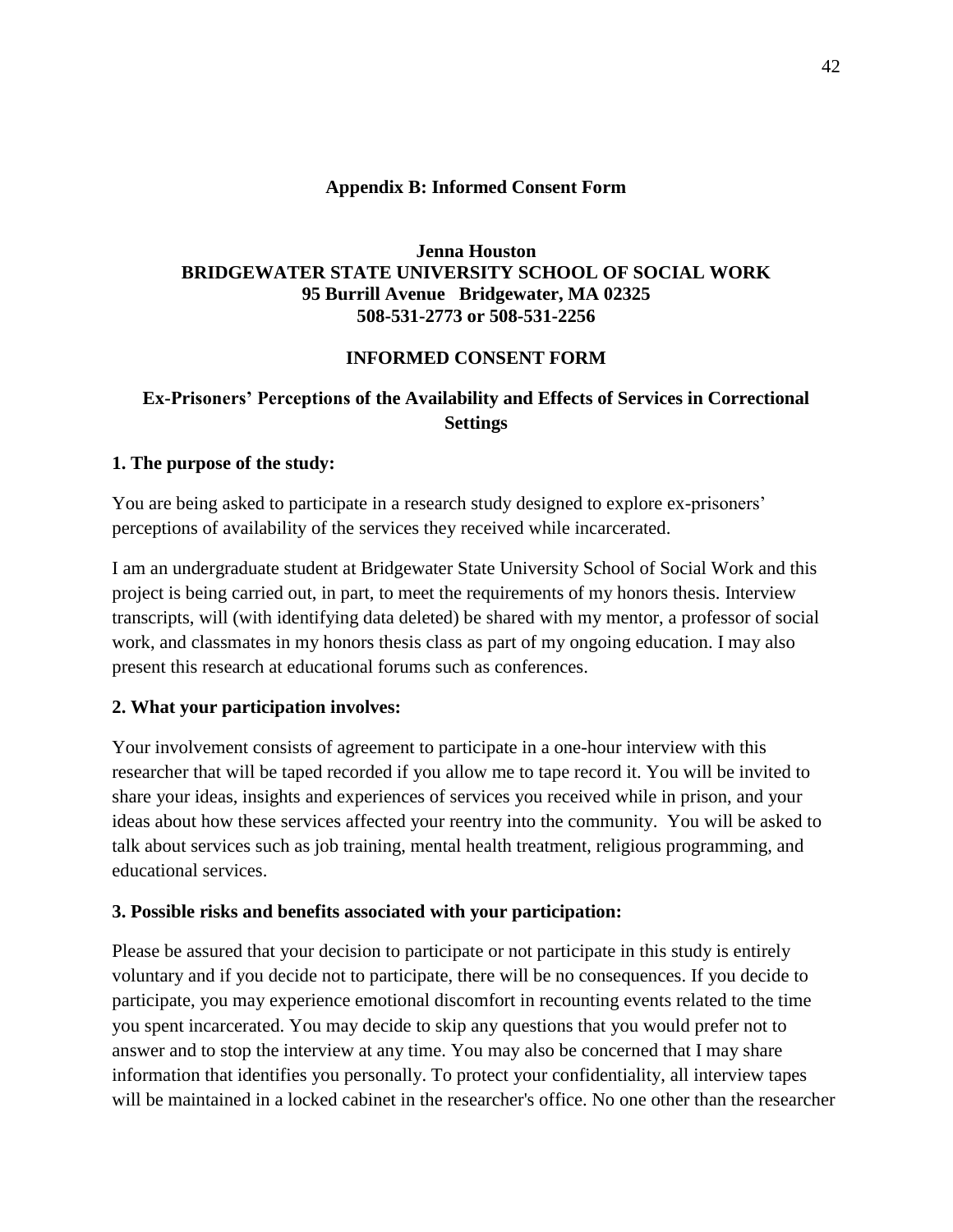## Appendix B: Informed Consent Form

**Jenna Houston**
**BRIDGEWATER STATE UNIVERSITY SCHOOL OF SOCIAL WORK**
**95 Burrill Avenue Bridgewater, MA 02325**
**508-531-2773 or 508-531-2256**

**INFORMED CONSENT FORM**

**Ex-Prisoners' Perceptions of the Availability and Effects of Services in Correctional Settings**

**1. The purpose of the study:**

You are being asked to participate in a research study designed to explore ex-prisoners' perceptions of availability of the services they received while incarcerated.

I am an undergraduate student at Bridgewater State University School of Social Work and this project is being carried out, in part, to meet the requirements of my honors thesis. Interview transcripts, will (with identifying data deleted) be shared with my mentor, a professor of social work, and classmates in my honors thesis class as part of my ongoing education. I may also present this research at educational forums such as conferences.

**2. What your participation involves:**

Your involvement consists of agreement to participate in a one-hour interview with this researcher that will be taped recorded if you allow me to tape record it. You will be invited to share your ideas, insights and experiences of services you received while in prison, and your ideas about how these services affected your reentry into the community. You will be asked to talk about services such as job training, mental health treatment, religious programming, and educational services.

**3. Possible risks and benefits associated with your participation:**

Please be assured that your decision to participate or not participate in this study is entirely voluntary and if you decide not to participate, there will be no consequences. If you decide to participate, you may experience emotional discomfort in recounting events related to the time you spent incarcerated. You may decide to skip any questions that you would prefer not to answer and to stop the interview at any time. You may also be concerned that I may share information that identifies you personally. To protect your confidentiality, all interview tapes will be maintained in a locked cabinet in the researcher's office. No one other than the researcher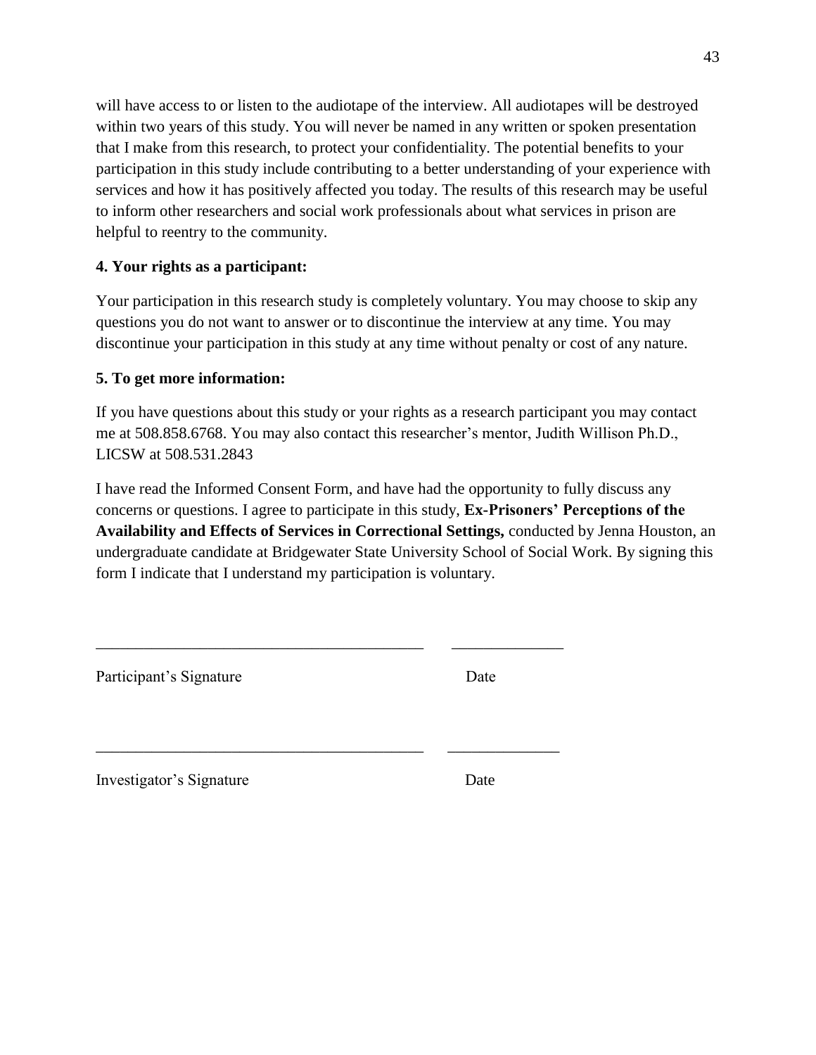will have access to or listen to the audiotape of the interview. All audiotapes will be destroyed within two years of this study. You will never be named in any written or spoken presentation that I make from this research, to protect your confidentiality. The potential benefits to your participation in this study include contributing to a better understanding of your experience with services and how it has positively affected you today. The results of this research may be useful to inform other researchers and social work professionals about what services in prison are helpful to reentry to the community.

**4. Your rights as a participant:**

Your participation in this research study is completely voluntary. You may choose to skip any questions you do not want to answer or to discontinue the interview at any time. You may discontinue your participation in this study at any time without penalty or cost of any nature.

**5. To get more information:**

If you have questions about this study or your rights as a research participant you may contact me at 508.858.6768. You may also contact this researcher's mentor, Judith Willison Ph.D., LICSW at 508.531.2843

I have read the Informed Consent Form, and have had the opportunity to fully discuss any concerns or questions. I agree to participate in this study, **Ex-Prisoners' Perceptions of the Availability and Effects of Services in Correctional Settings,** conducted by Jenna Houston, an undergraduate candidate at Bridgewater State University School of Social Work. By signing this form I indicate that I understand my participation is voluntary.

\_\_\_\_\_\_\_\_\_\_\_\_\_\_\_\_\_\_\_\_\_\_\_\_\_\_\_\_\_\_\_\_\_\_\_\_\_\_\_\_ \_\_\_\_\_\_\_\_\_\_\_\_\_\_

Participant's Signature Date

\_\_\_\_\_\_\_\_\_\_\_\_\_\_\_\_\_\_\_\_\_\_\_\_\_\_\_\_\_\_\_\_\_\_\_\_\_\_\_\_ \_\_\_\_\_\_\_\_\_\_\_\_\_\_

Investigator's Signature Date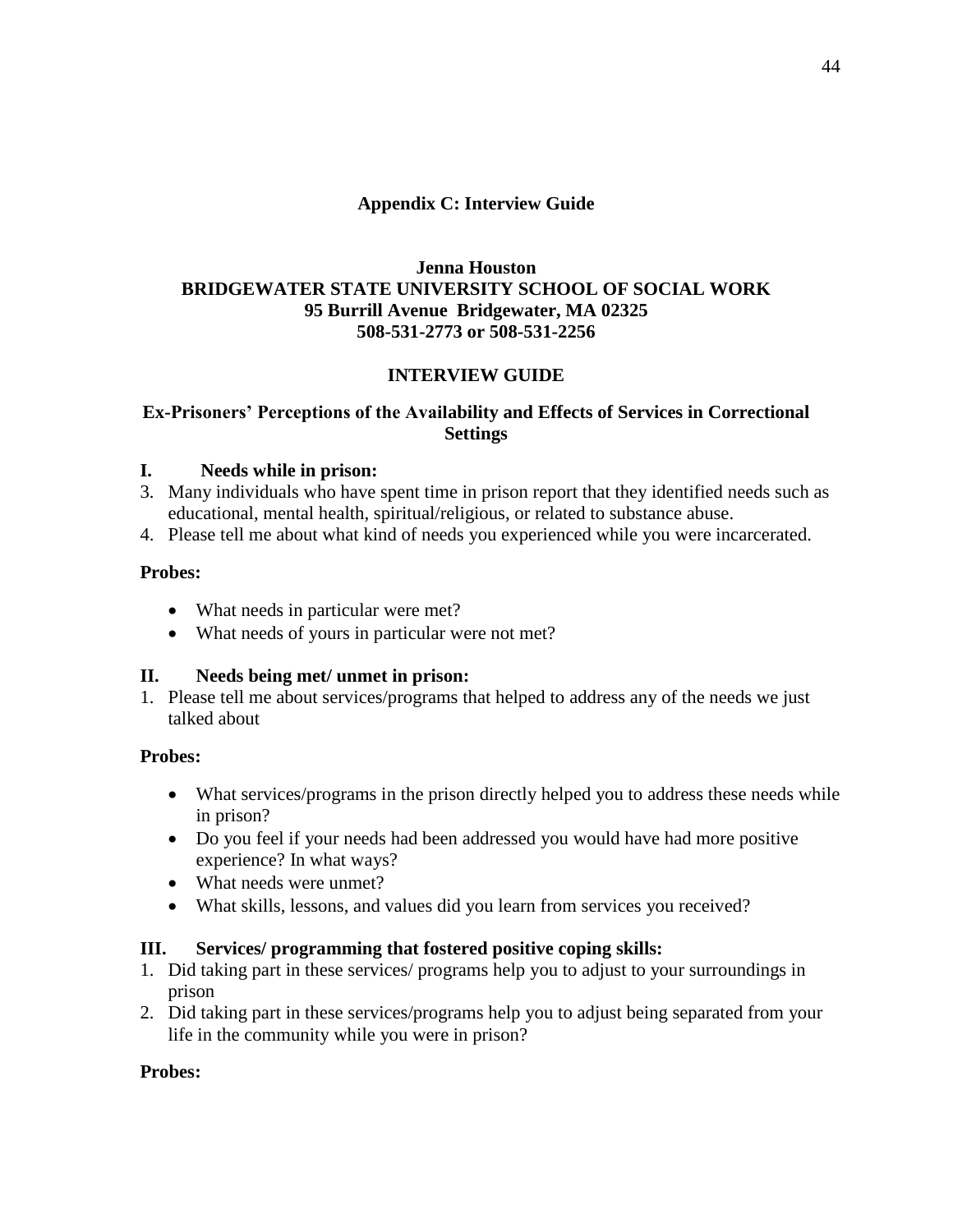## Appendix C: Interview Guide

**Jenna Houston**
**BRIDGEWATER STATE UNIVERSITY SCHOOL OF SOCIAL WORK**
**95 Burrill Avenue Bridgewater, MA 02325**
**508-531-2773 or 508-531-2256**

### INTERVIEW GUIDE

**Ex-Prisoners' Perceptions of the Availability and Effects of Services in Correctional Settings**

**I. Needs while in prison:**

3. Many individuals who have spent time in prison report that they identified needs such as educational, mental health, spiritual/religious, or related to substance abuse.
4. Please tell me about what kind of needs you experienced while you were incarcerated.

**Probes:**

- What needs in particular were met?
- What needs of yours in particular were not met?

**II. Needs being met/ unmet in prison:**

1. Please tell me about services/programs that helped to address any of the needs we just talked about

**Probes:**

- What services/programs in the prison directly helped you to address these needs while in prison?
- Do you feel if your needs had been addressed you would have had more positive experience? In what ways?
- What needs were unmet?
- What skills, lessons, and values did you learn from services you received?

**III. Services/ programming that fostered positive coping skills:**

1. Did taking part in these services/ programs help you to adjust to your surroundings in prison
2. Did taking part in these services/programs help you to adjust being separated from your life in the community while you were in prison?

**Probes:**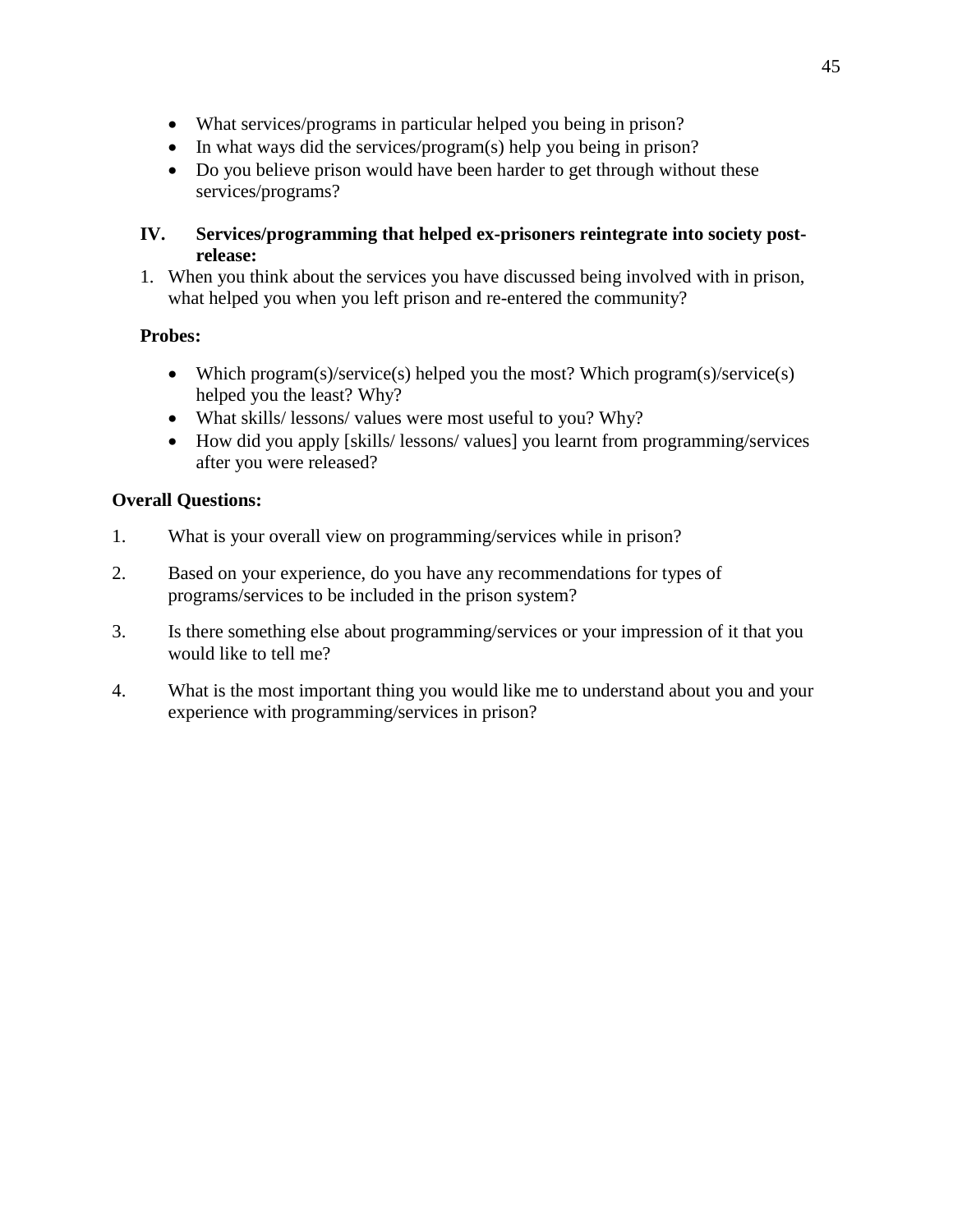- What services/programs in particular helped you being in prison?
- In what ways did the services/program(s) help you being in prison?
- Do you believe prison would have been harder to get through without these services/programs?

**IV. Services/programming that helped ex-prisoners reintegrate into society post-release:**

1. When you think about the services you have discussed being involved with in prison, what helped you when you left prison and re-entered the community?

**Probes:**

- Which program(s)/service(s) helped you the most? Which program(s)/service(s) helped you the least? Why?
- What skills/ lessons/ values were most useful to you? Why?
- How did you apply [skills/ lessons/ values] you learnt from programming/services after you were released?

**Overall Questions:**

1. What is your overall view on programming/services while in prison?
2. Based on your experience, do you have any recommendations for types of programs/services to be included in the prison system?
3. Is there something else about programming/services or your impression of it that you would like to tell me?
4. What is the most important thing you would like me to understand about you and your experience with programming/services in prison?